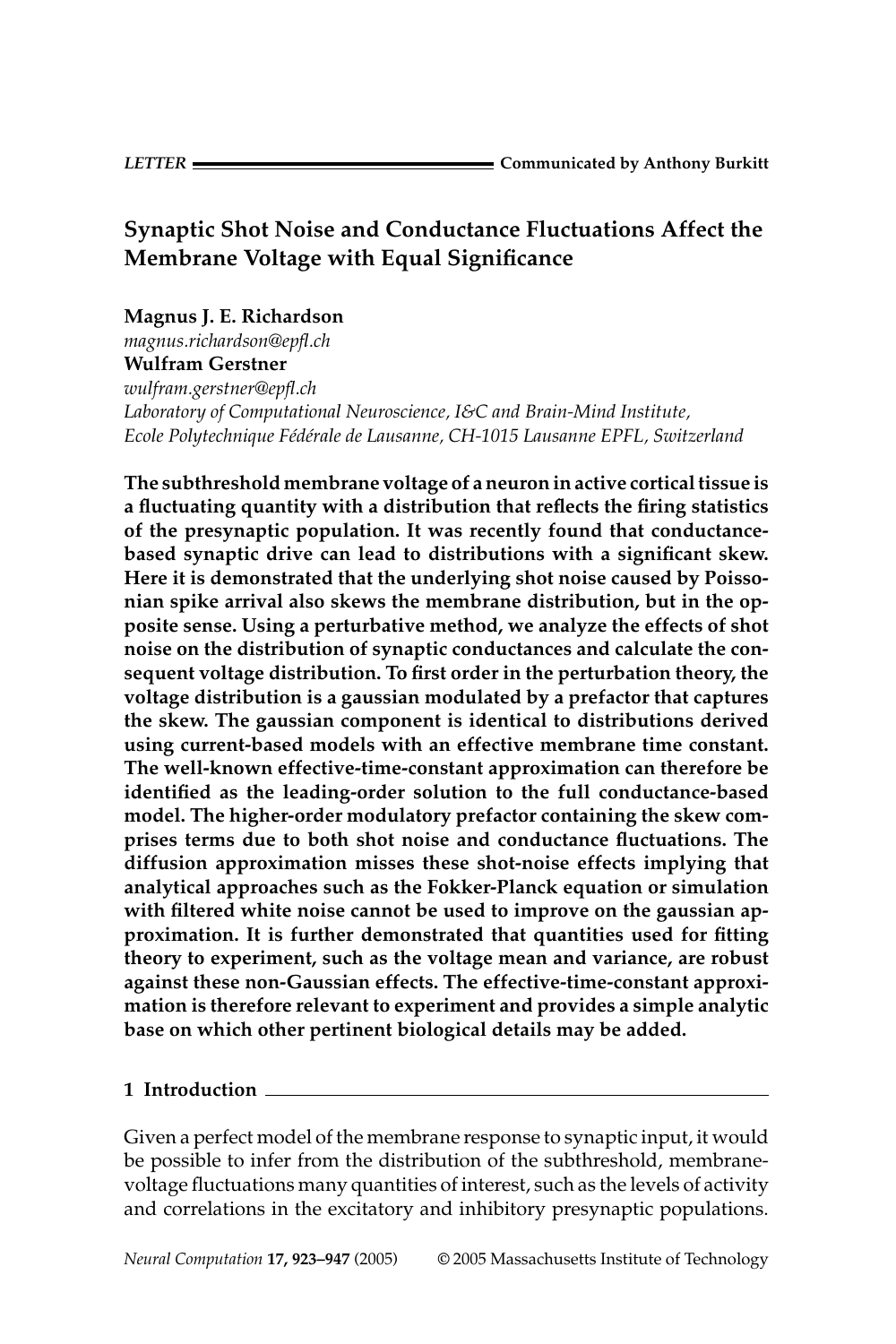LETTER — Communicated by Anthony Burkitt

# Synaptic Shot Noise and Conductance Fluctuations Affect the Membrane Voltage with Equal Significance

**Magnus J. E. Richardson**
*magnus.richardson@epfl.ch*
**Wulfram Gerstner**
*wulfram.gerstner@epfl.ch*
*Laboratory of Computational Neuroscience, I&C and Brain-Mind Institute, Ecole Polytechnique Fédérale de Lausanne, CH-1015 Lausanne EPFL, Switzerland*

**The subthreshold membrane voltage of a neuron in active cortical tissue is a fluctuating quantity with a distribution that reflects the firing statistics of the presynaptic population. It was recently found that conductance-based synaptic drive can lead to distributions with a significant skew. Here it is demonstrated that the underlying shot noise caused by Poissonian spike arrival also skews the membrane distribution, but in the opposite sense. Using a perturbative method, we analyze the effects of shot noise on the distribution of synaptic conductances and calculate the consequent voltage distribution. To first order in the perturbation theory, the voltage distribution is a gaussian modulated by a prefactor that captures the skew. The gaussian component is identical to distributions derived using current-based models with an effective membrane time constant. The well-known effective-time-constant approximation can therefore be identified as the leading-order solution to the full conductance-based model. The higher-order modulatory prefactor containing the skew comprises terms due to both shot noise and conductance fluctuations. The diffusion approximation misses these shot-noise effects implying that analytical approaches such as the Fokker-Planck equation or simulation with filtered white noise cannot be used to improve on the gaussian approximation. It is further demonstrated that quantities used for fitting theory to experiment, such as the voltage mean and variance, are robust against these non-Gaussian effects. The effective-time-constant approximation is therefore relevant to experiment and provides a simple analytic base on which other pertinent biological details may be added.**

## 1 Introduction

Given a perfect model of the membrane response to synaptic input, it would be possible to infer from the distribution of the subthreshold, membrane-voltage fluctuations many quantities of interest, such as the levels of activity and correlations in the excitatory and inhibitory presynaptic populations.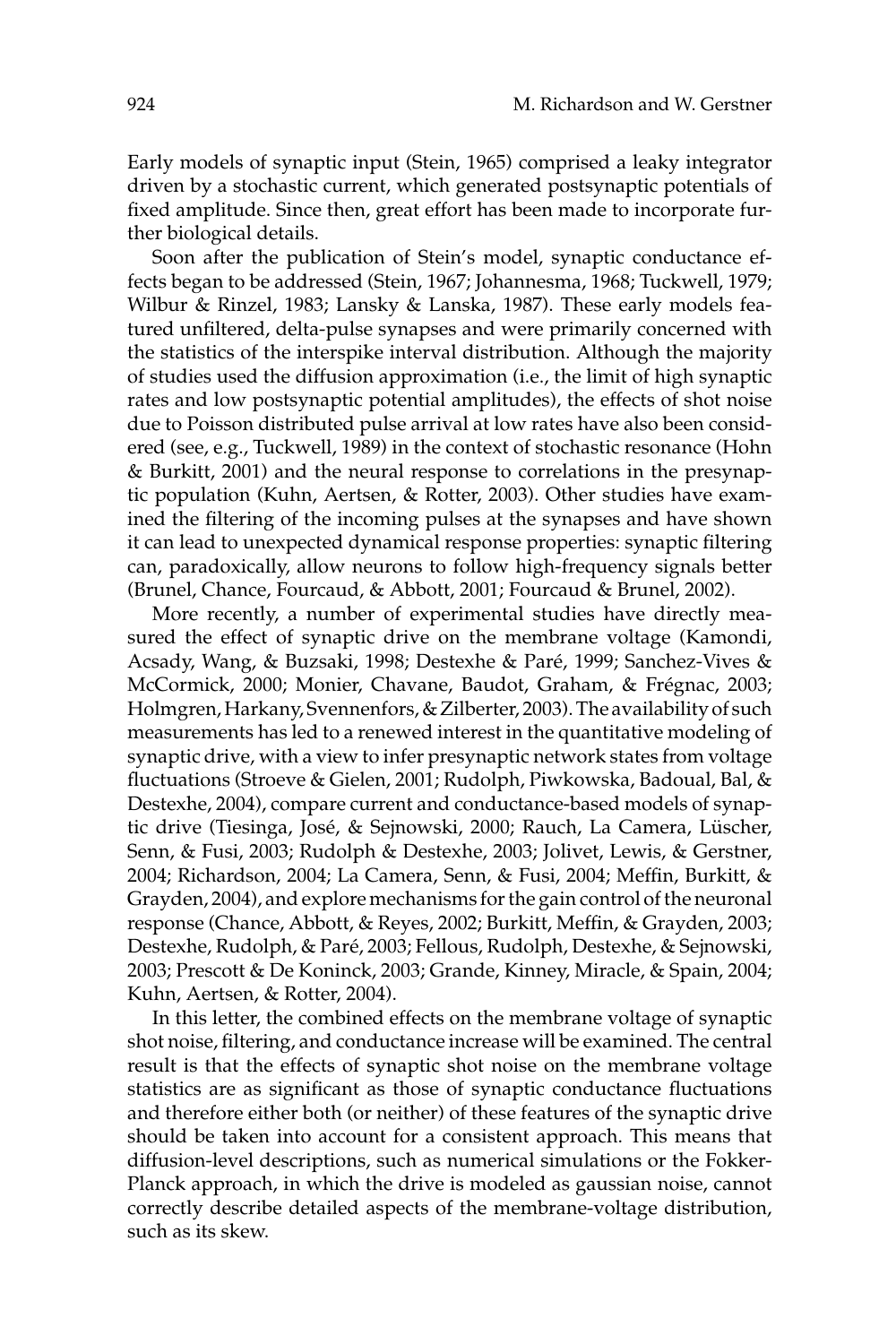Early models of synaptic input (Stein, 1965) comprised a leaky integrator driven by a stochastic current, which generated postsynaptic potentials of fixed amplitude. Since then, great effort has been made to incorporate further biological details.

Soon after the publication of Stein's model, synaptic conductance effects began to be addressed (Stein, 1967; Johannesma, 1968; Tuckwell, 1979; Wilbur & Rinzel, 1983; Lansky & Lanska, 1987). These early models featured unfiltered, delta-pulse synapses and were primarily concerned with the statistics of the interspike interval distribution. Although the majority of studies used the diffusion approximation (i.e., the limit of high synaptic rates and low postsynaptic potential amplitudes), the effects of shot noise due to Poisson distributed pulse arrival at low rates have also been considered (see, e.g., Tuckwell, 1989) in the context of stochastic resonance (Hohn & Burkitt, 2001) and the neural response to correlations in the presynaptic population (Kuhn, Aertsen, & Rotter, 2003). Other studies have examined the filtering of the incoming pulses at the synapses and have shown it can lead to unexpected dynamical response properties: synaptic filtering can, paradoxically, allow neurons to follow high-frequency signals better (Brunel, Chance, Fourcaud, & Abbott, 2001; Fourcaud & Brunel, 2002).

More recently, a number of experimental studies have directly measured the effect of synaptic drive on the membrane voltage (Kamondi, Acsady, Wang, & Buzsaki, 1998; Destexhe & Paré, 1999; Sanchez-Vives & McCormick, 2000; Monier, Chavane, Baudot, Graham, & Frégnac, 2003; Holmgren, Harkany, Svennenfors, & Zilberter, 2003). The availability of such measurements has led to a renewed interest in the quantitative modeling of synaptic drive, with a view to infer presynaptic network states from voltage fluctuations (Stroeve & Gielen, 2001; Rudolph, Piwkowska, Badoual, Bal, & Destexhe, 2004), compare current and conductance-based models of synaptic drive (Tiesinga, José, & Sejnowski, 2000; Rauch, La Camera, Lüscher, Senn, & Fusi, 2003; Rudolph & Destexhe, 2003; Jolivet, Lewis, & Gerstner, 2004; Richardson, 2004; La Camera, Senn, & Fusi, 2004; Meffin, Burkitt, & Grayden, 2004), and explore mechanisms for the gain control of the neuronal response (Chance, Abbott, & Reyes, 2002; Burkitt, Meffin, & Grayden, 2003; Destexhe, Rudolph, & Paré, 2003; Fellous, Rudolph, Destexhe, & Sejnowski, 2003; Prescott & De Koninck, 2003; Grande, Kinney, Miracle, & Spain, 2004; Kuhn, Aertsen, & Rotter, 2004).

In this letter, the combined effects on the membrane voltage of synaptic shot noise, filtering, and conductance increase will be examined. The central result is that the effects of synaptic shot noise on the membrane voltage statistics are as significant as those of synaptic conductance fluctuations and therefore either both (or neither) of these features of the synaptic drive should be taken into account for a consistent approach. This means that diffusion-level descriptions, such as numerical simulations or the Fokker-Planck approach, in which the drive is modeled as gaussian noise, cannot correctly describe detailed aspects of the membrane-voltage distribution, such as its skew.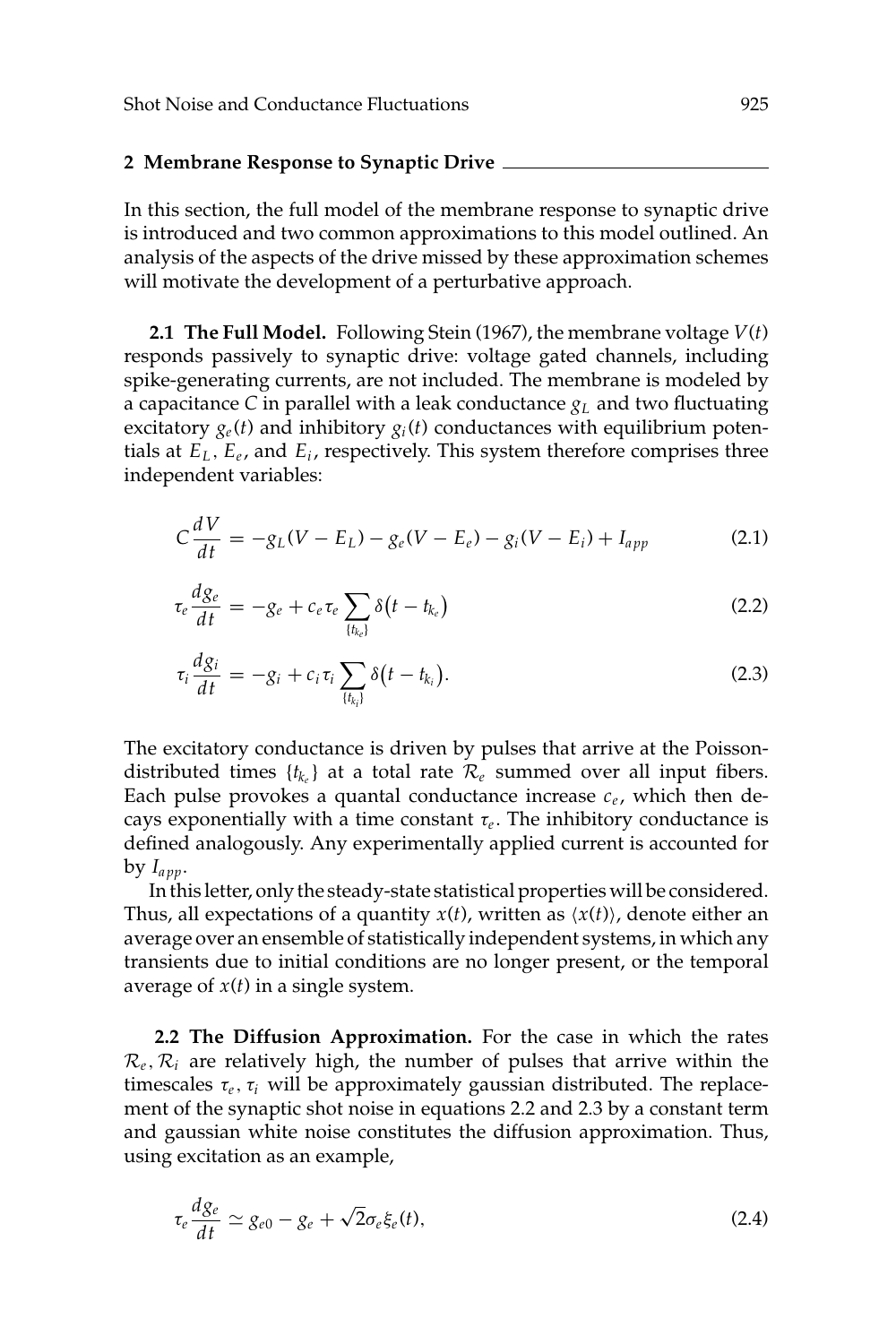## 2 Membrane Response to Synaptic Drive

In this section, the full model of the membrane response to synaptic drive is introduced and two common approximations to this model outlined. An analysis of the aspects of the drive missed by these approximation schemes will motivate the development of a perturbative approach.

**2.1 The Full Model.** Following Stein (1967), the membrane voltage $V(t)$ responds passively to synaptic drive: voltage gated channels, including spike-generating currents, are not included. The membrane is modeled by a capacitance $C$ in parallel with a leak conductance $g_L$ and two fluctuating excitatory $g_e(t)$ and inhibitory $g_i(t)$ conductances with equilibrium potentials at $E_L$, $E_e$, and $E_i$, respectively. This system therefore comprises three independent variables:

$$C\frac{dV}{dt} = -g_L(V - E_L) - g_e(V - E_e) - g_i(V - E_i) + I_{app} \tag{2.1}$$

$$\tau_e \frac{dg_e}{dt} = -g_e + c_e \tau_e \sum_{\{t_{k_e}\}} \delta\big(t - t_{k_e}\big) \tag{2.2}$$

$$\tau_i \frac{dg_i}{dt} = -g_i + c_i \tau_i \sum_{\{t_{k_i}\}} \delta\big(t - t_{k_i}\big). \tag{2.3}$$

The excitatory conductance is driven by pulses that arrive at the Poisson-distributed times $\{t_{k_e}\}$ at a total rate $\mathcal{R}_e$ summed over all input fibers. Each pulse provokes a quantal conductance increase $c_e$, which then decays exponentially with a time constant $\tau_e$. The inhibitory conductance is defined analogously. Any experimentally applied current is accounted for by $I_{app}$.

In this letter, only the steady-state statistical properties will be considered. Thus, all expectations of a quantity $x(t)$, written as $\langle x(t) \rangle$, denote either an average over an ensemble of statistically independent systems, in which any transients due to initial conditions are no longer present, or the temporal average of $x(t)$ in a single system.

**2.2 The Diffusion Approximation.** For the case in which the rates $\mathcal{R}_e, \mathcal{R}_i$ are relatively high, the number of pulses that arrive within the timescales $\tau_e, \tau_i$ will be approximately gaussian distributed. The replacement of the synaptic shot noise in equations 2.2 and 2.3 by a constant term and gaussian white noise constitutes the diffusion approximation. Thus, using excitation as an example,

$$\tau_e \frac{dg_e}{dt} \simeq g_{e0} - g_e + \sqrt{2}\sigma_e \xi_e(t), \tag{2.4}$$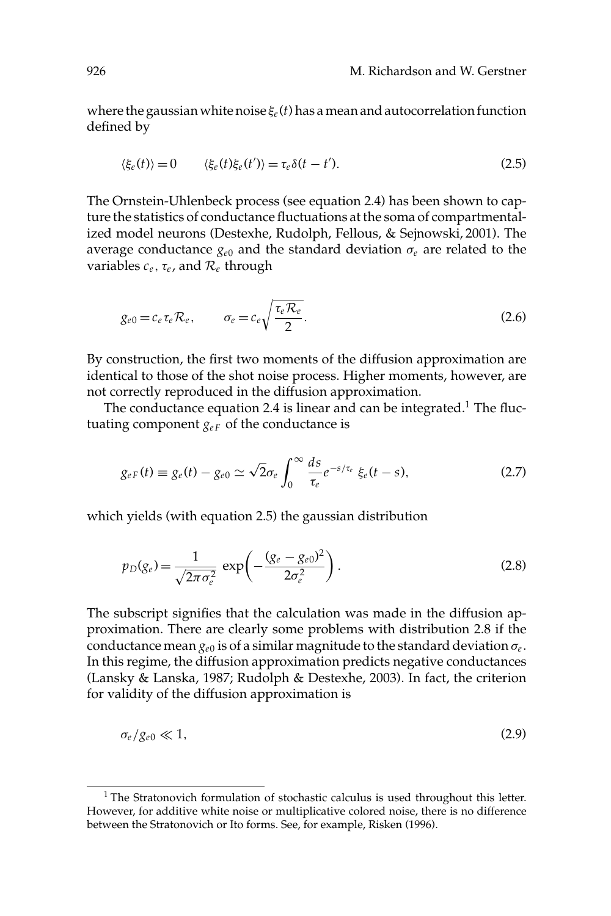where the gaussian white noise $\xi_e(t)$ has a mean and autocorrelation function defined by

$$\langle \xi_e(t) \rangle = 0 \qquad \langle \xi_e(t)\xi_e(t') \rangle = \tau_e \delta(t - t'). \tag{2.5}$$

The Ornstein-Uhlenbeck process (see equation 2.4) has been shown to capture the statistics of conductance fluctuations at the soma of compartmentalized model neurons (Destexhe, Rudolph, Fellous, & Sejnowski, 2001). The average conductance $g_{e0}$ and the standard deviation $\sigma_e$ are related to the variables $c_e$, $\tau_e$, and $\mathcal{R}_e$ through

$$g_{e0} = c_e \tau_e \mathcal{R}_e, \qquad \sigma_e = c_e \sqrt{\frac{\tau_e \mathcal{R}_e}{2}}. \tag{2.6}$$

By construction, the first two moments of the diffusion approximation are identical to those of the shot noise process. Higher moments, however, are not correctly reproduced in the diffusion approximation.

The conductance equation 2.4 is linear and can be integrated.[1] The fluctuating component $g_{eF}$ of the conductance is

$$g_{eF}(t) \equiv g_e(t) - g_{e0} \simeq \sqrt{2}\sigma_e \int_0^\infty \frac{ds}{\tau_e} e^{-s/\tau_e} \, \xi_e(t - s), \tag{2.7}$$

which yields (with equation 2.5) the gaussian distribution

$$p_D(g_e) = \frac{1}{\sqrt{2\pi\sigma_e^2}} \exp\left( -\frac{(g_e - g_{e0})^2}{2\sigma_e^2} \right). \tag{2.8}$$

The subscript signifies that the calculation was made in the diffusion approximation. There are clearly some problems with distribution 2.8 if the conductance mean $g_{e0}$ is of a similar magnitude to the standard deviation $\sigma_e$. In this regime, the diffusion approximation predicts negative conductances (Lansky & Lanska, 1987; Rudolph & Destexhe, 2003). In fact, the criterion for validity of the diffusion approximation is

$$\sigma_e / g_{e0} \ll 1, \tag{2.9}$$

[1] The Stratonovich formulation of stochastic calculus is used throughout this letter. However, for additive white noise or multiplicative colored noise, there is no difference between the Stratonovich or Ito forms. See, for example, Risken (1996).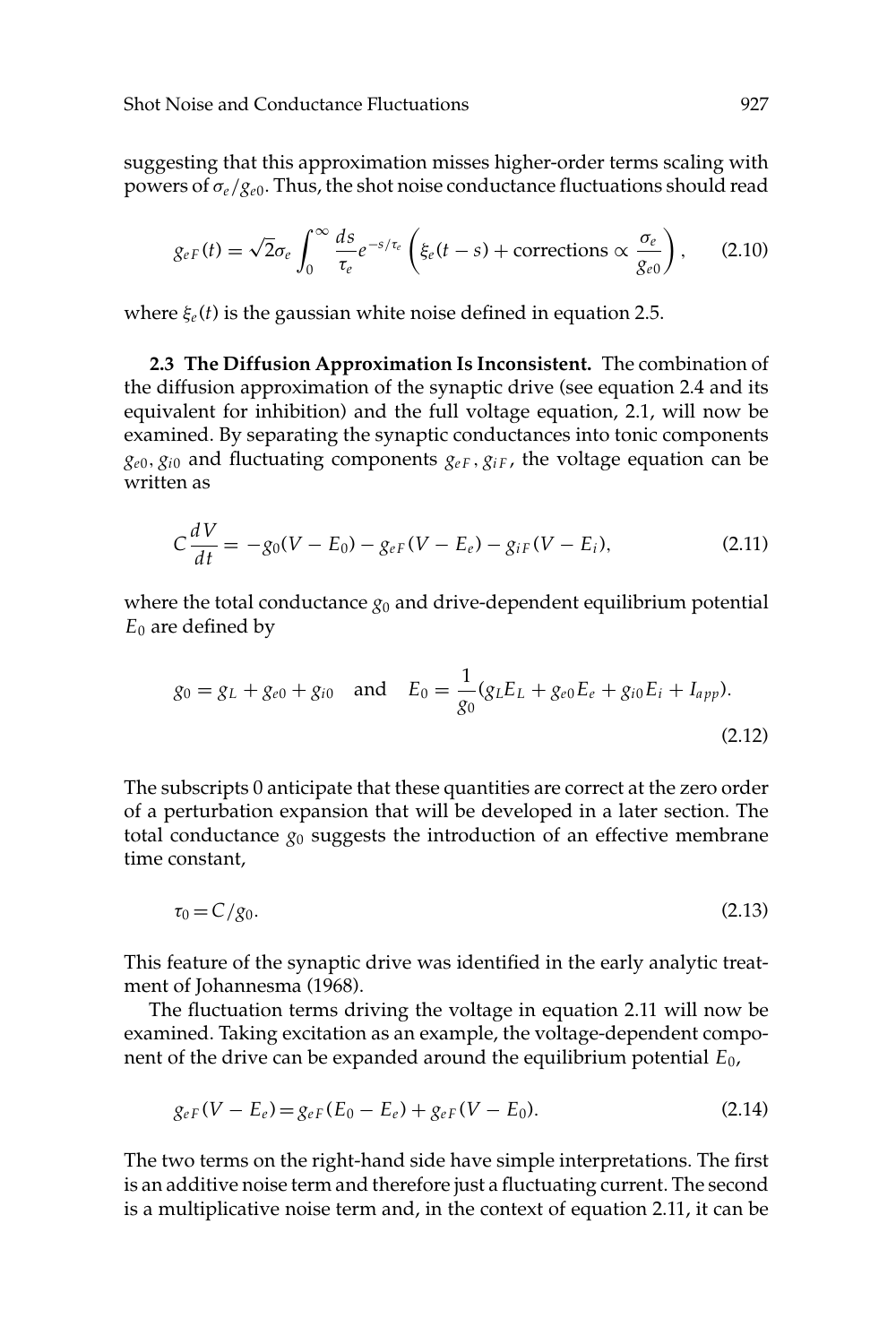suggesting that this approximation misses higher-order terms scaling with powers of $\sigma_e/g_{e0}$. Thus, the shot noise conductance fluctuations should read

$$g_{eF}(t) = \sqrt{2}\sigma_e \int_0^\infty \frac{ds}{\tau_e} e^{-s/\tau_e} \left( \xi_e(t-s) + \text{corrections} \propto \frac{\sigma_e}{g_{e0}} \right), \qquad (2.10)$$

where $\xi_e(t)$ is the gaussian white noise defined in equation 2.5.

**2.3 The Diffusion Approximation Is Inconsistent.** The combination of the diffusion approximation of the synaptic drive (see equation 2.4 and its equivalent for inhibition) and the full voltage equation, 2.1, will now be examined. By separating the synaptic conductances into tonic components $g_{e0}, g_{i0}$ and fluctuating components $g_{eF}, g_{iF}$, the voltage equation can be written as

$$C\frac{dV}{dt} = -g_0(V - E_0) - g_{eF}(V - E_e) - g_{iF}(V - E_i), \qquad (2.11)$$

where the total conductance $g_0$ and drive-dependent equilibrium potential $E_0$ are defined by

$$g_0 = g_L + g_{e0} + g_{i0} \quad \text{and} \quad E_0 = \frac{1}{g_0}(g_L E_L + g_{e0} E_e + g_{i0} E_i + I_{app}). \qquad (2.12)$$

The subscripts 0 anticipate that these quantities are correct at the zero order of a perturbation expansion that will be developed in a later section. The total conductance $g_0$ suggests the introduction of an effective membrane time constant,

$$\tau_0 = C/g_0. \qquad (2.13)$$

This feature of the synaptic drive was identified in the early analytic treatment of Johannesma (1968).

The fluctuation terms driving the voltage in equation 2.11 will now be examined. Taking excitation as an example, the voltage-dependent component of the drive can be expanded around the equilibrium potential $E_0$,

$$g_{eF}(V - E_e) = g_{eF}(E_0 - E_e) + g_{eF}(V - E_0). \qquad (2.14)$$

The two terms on the right-hand side have simple interpretations. The first is an additive noise term and therefore just a fluctuating current. The second is a multiplicative noise term and, in the context of equation 2.11, it can be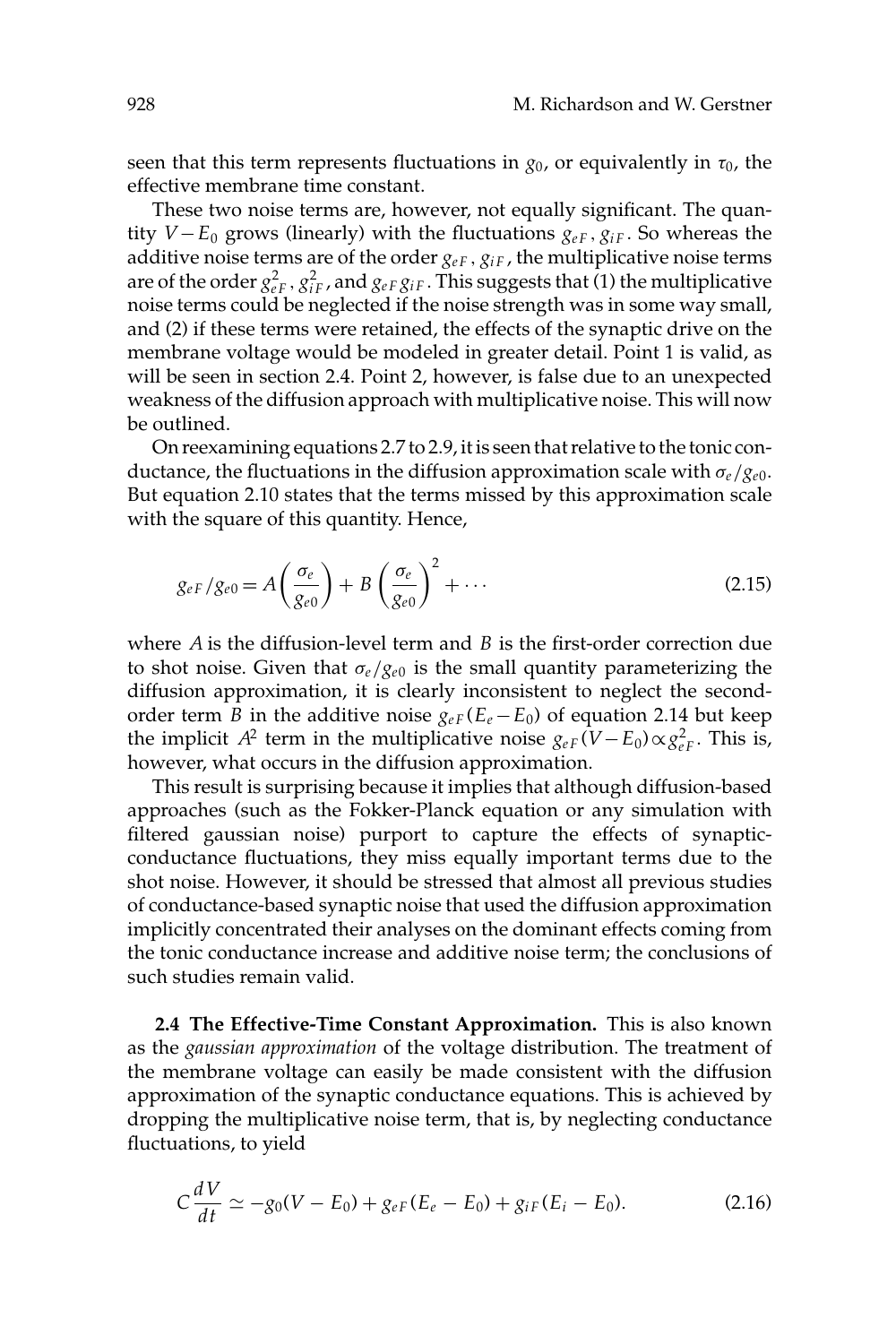seen that this term represents fluctuations in $g_0$, or equivalently in $\tau_0$, the effective membrane time constant.

These two noise terms are, however, not equally significant. The quantity $V - E_0$ grows (linearly) with the fluctuations $g_{eF}, g_{iF}$. So whereas the additive noise terms are of the order $g_{eF}, g_{iF}$, the multiplicative noise terms are of the order $g_{eF}^2$, $g_{iF}^2$, and $g_{eF} g_{iF}$. This suggests that (1) the multiplicative noise terms could be neglected if the noise strength was in some way small, and (2) if these terms were retained, the effects of the synaptic drive on the membrane voltage would be modeled in greater detail. Point 1 is valid, as will be seen in section 2.4. Point 2, however, is false due to an unexpected weakness of the diffusion approach with multiplicative noise. This will now be outlined.

On reexamining equations 2.7 to 2.9, it is seen that relative to the tonic conductance, the fluctuations in the diffusion approximation scale with $\sigma_e/g_{e0}$. But equation 2.10 states that the terms missed by this approximation scale with the square of this quantity. Hence,

$$g_{eF}/g_{e0} = A\left(\frac{\sigma_e}{g_{e0}}\right) + B\left(\frac{\sigma_e}{g_{e0}}\right)^2 + \cdots \tag{2.15}$$

where $A$ is the diffusion-level term and $B$ is the first-order correction due to shot noise. Given that $\sigma_e/g_{e0}$ is the small quantity parameterizing the diffusion approximation, it is clearly inconsistent to neglect the second-order term $B$ in the additive noise $g_{eF}(E_e - E_0)$ of equation 2.14 but keep the implicit $A^2$ term in the multiplicative noise $g_{eF}(V - E_0) \propto g_{eF}^2$. This is, however, what occurs in the diffusion approximation.

This result is surprising because it implies that although diffusion-based approaches (such as the Fokker-Planck equation or any simulation with filtered gaussian noise) purport to capture the effects of synaptic-conductance fluctuations, they miss equally important terms due to the shot noise. However, it should be stressed that almost all previous studies of conductance-based synaptic noise that used the diffusion approximation implicitly concentrated their analyses on the dominant effects coming from the tonic conductance increase and additive noise term; the conclusions of such studies remain valid.

**2.4 The Effective-Time Constant Approximation.** This is also known as the *gaussian approximation* of the voltage distribution. The treatment of the membrane voltage can easily be made consistent with the diffusion approximation of the synaptic conductance equations. This is achieved by dropping the multiplicative noise term, that is, by neglecting conductance fluctuations, to yield

$$C\frac{dV}{dt} \simeq -g_0(V - E_0) + g_{eF}(E_e - E_0) + g_{iF}(E_i - E_0). \tag{2.16}$$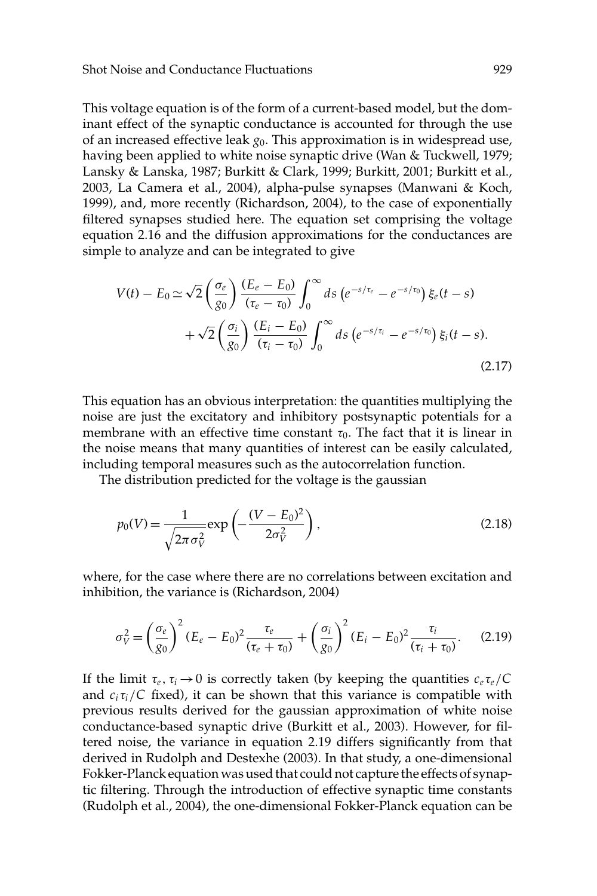This voltage equation is of the form of a current-based model, but the dominant effect of the synaptic conductance is accounted for through the use of an increased effective leak $g_0$. This approximation is in widespread use, having been applied to white noise synaptic drive (Wan & Tuckwell, 1979; Lansky & Lanska, 1987; Burkitt & Clark, 1999; Burkitt, 2001; Burkitt et al., 2003, La Camera et al., 2004), alpha-pulse synapses (Manwani & Koch, 1999), and, more recently (Richardson, 2004), to the case of exponentially filtered synapses studied here. The equation set comprising the voltage equation 2.16 and the diffusion approximations for the conductances are simple to analyze and can be integrated to give

$$V(t) - E_0 \simeq \sqrt{2}\left(\frac{\sigma_e}{g_0}\right)\frac{(E_e - E_0)}{(\tau_e - \tau_0)}\int_0^\infty ds\left(e^{-s/\tau_e} - e^{-s/\tau_0}\right)\xi_e(t-s)$$
$$+\sqrt{2}\left(\frac{\sigma_i}{g_0}\right)\frac{(E_i - E_0)}{(\tau_i - \tau_0)}\int_0^\infty ds\left(e^{-s/\tau_i} - e^{-s/\tau_0}\right)\xi_i(t-s). \tag{2.17}$$

This equation has an obvious interpretation: the quantities multiplying the noise are just the excitatory and inhibitory postsynaptic potentials for a membrane with an effective time constant $\tau_0$. The fact that it is linear in the noise means that many quantities of interest can be easily calculated, including temporal measures such as the autocorrelation function.

The distribution predicted for the voltage is the gaussian

$$p_0(V) = \frac{1}{\sqrt{2\pi\sigma_V^2}}\exp\left(-\frac{(V - E_0)^2}{2\sigma_V^2}\right), \tag{2.18}$$

where, for the case where there are no correlations between excitation and inhibition, the variance is (Richardson, 2004)

$$\sigma_V^2 = \left(\frac{\sigma_e}{g_0}\right)^2 (E_e - E_0)^2 \frac{\tau_e}{(\tau_e + \tau_0)} + \left(\frac{\sigma_i}{g_0}\right)^2 (E_i - E_0)^2 \frac{\tau_i}{(\tau_i + \tau_0)}. \tag{2.19}$$

If the limit $\tau_e, \tau_i \to 0$ is correctly taken (by keeping the quantities $c_e\tau_e/C$ and $c_i\tau_i/C$ fixed), it can be shown that this variance is compatible with previous results derived for the gaussian approximation of white noise conductance-based synaptic drive (Burkitt et al., 2003). However, for filtered noise, the variance in equation 2.19 differs significantly from that derived in Rudolph and Destexhe (2003). In that study, a one-dimensional Fokker-Planck equation was used that could not capture the effects of synaptic filtering. Through the introduction of effective synaptic time constants (Rudolph et al., 2004), the one-dimensional Fokker-Planck equation can be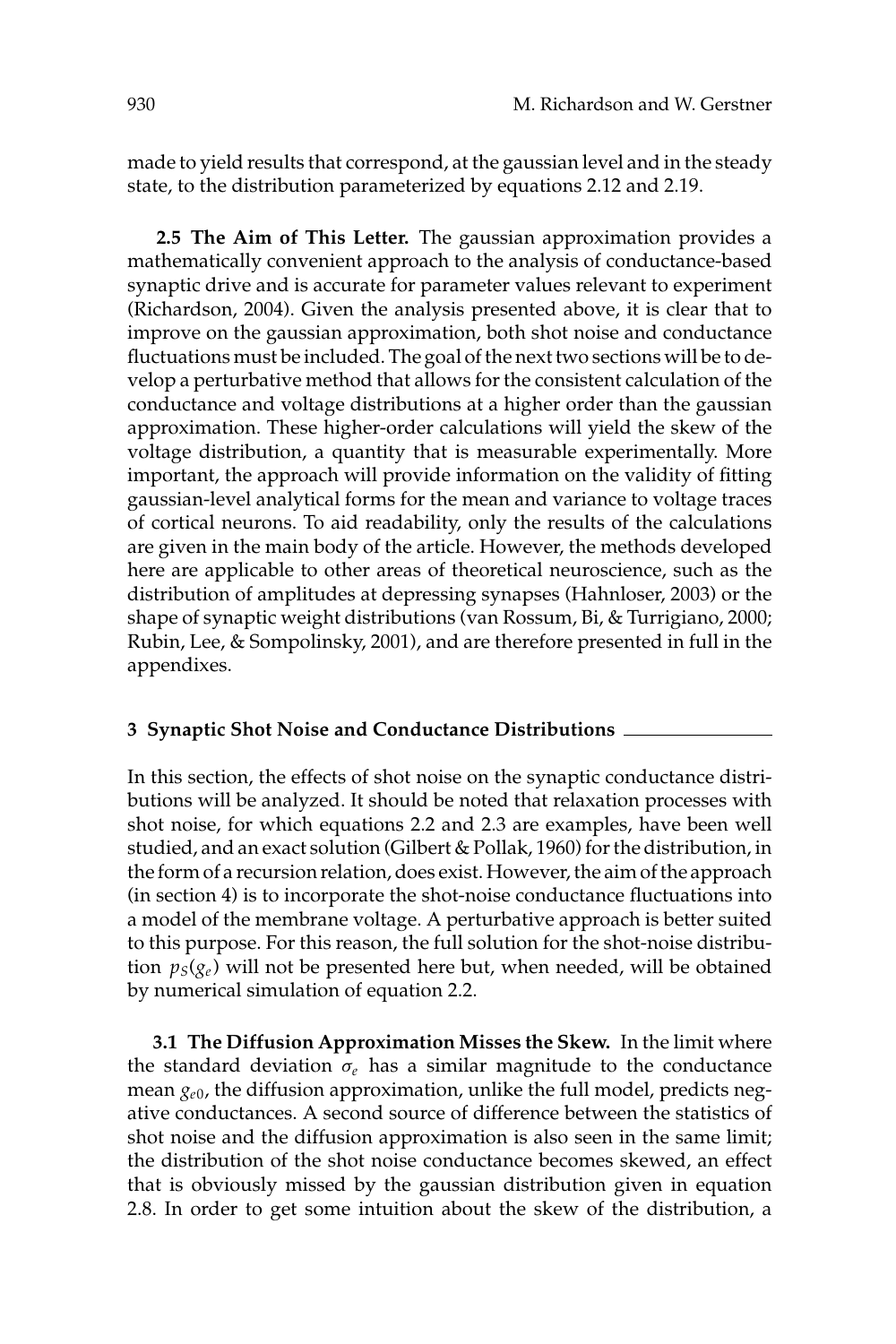made to yield results that correspond, at the gaussian level and in the steady state, to the distribution parameterized by equations 2.12 and 2.19.

**2.5 The Aim of This Letter.** The gaussian approximation provides a mathematically convenient approach to the analysis of conductance-based synaptic drive and is accurate for parameter values relevant to experiment (Richardson, 2004). Given the analysis presented above, it is clear that to improve on the gaussian approximation, both shot noise and conductance fluctuations must be included. The goal of the next two sections will be to develop a perturbative method that allows for the consistent calculation of the conductance and voltage distributions at a higher order than the gaussian approximation. These higher-order calculations will yield the skew of the voltage distribution, a quantity that is measurable experimentally. More important, the approach will provide information on the validity of fitting gaussian-level analytical forms for the mean and variance to voltage traces of cortical neurons. To aid readability, only the results of the calculations are given in the main body of the article. However, the methods developed here are applicable to other areas of theoretical neuroscience, such as the distribution of amplitudes at depressing synapses (Hahnloser, 2003) or the shape of synaptic weight distributions (van Rossum, Bi, & Turrigiano, 2000; Rubin, Lee, & Sompolinsky, 2001), and are therefore presented in full in the appendixes.

## 3 Synaptic Shot Noise and Conductance Distributions

In this section, the effects of shot noise on the synaptic conductance distributions will be analyzed. It should be noted that relaxation processes with shot noise, for which equations 2.2 and 2.3 are examples, have been well studied, and an exact solution (Gilbert & Pollak, 1960) for the distribution, in the form of a recursion relation, does exist. However, the aim of the approach (in section 4) is to incorporate the shot-noise conductance fluctuations into a model of the membrane voltage. A perturbative approach is better suited to this purpose. For this reason, the full solution for the shot-noise distribution $p_S(g_e)$ will not be presented here but, when needed, will be obtained by numerical simulation of equation 2.2.

**3.1 The Diffusion Approximation Misses the Skew.** In the limit where the standard deviation $\sigma_e$ has a similar magnitude to the conductance mean $g_{e0}$, the diffusion approximation, unlike the full model, predicts negative conductances. A second source of difference between the statistics of shot noise and the diffusion approximation is also seen in the same limit; the distribution of the shot noise conductance becomes skewed, an effect that is obviously missed by the gaussian distribution given in equation 2.8. In order to get some intuition about the skew of the distribution, a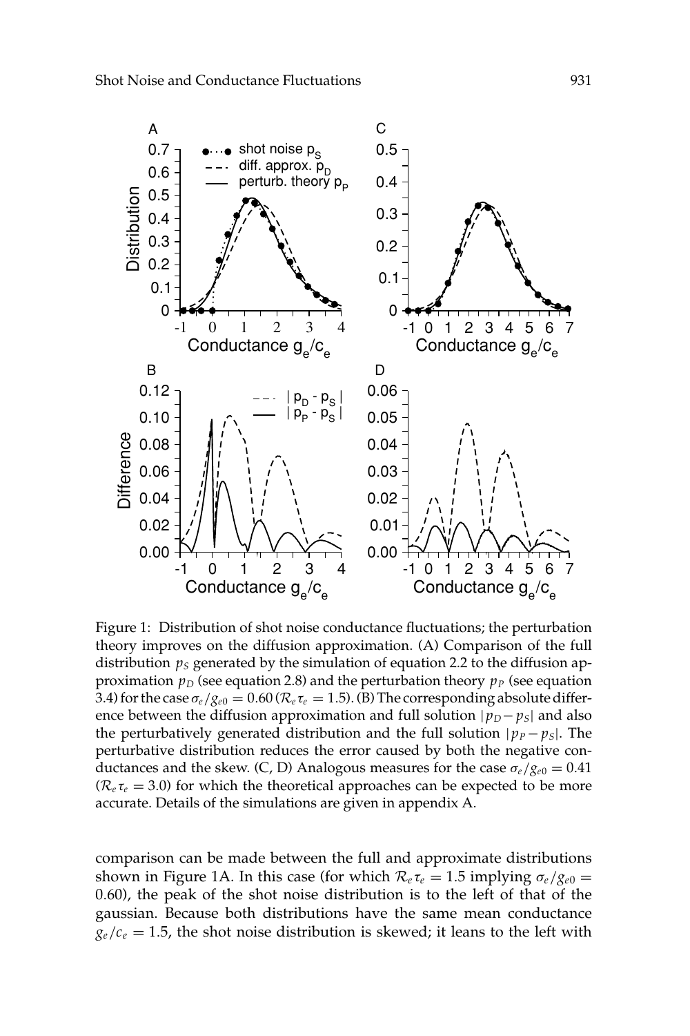Figure 1: Distribution of shot noise conductance fluctuations; the perturbation theory improves on the diffusion approximation. (A) Comparison of the full distribution $p_S$ generated by the simulation of equation 2.2 to the diffusion approximation $p_D$ (see equation 2.8) and the perturbation theory $p_P$ (see equation 3.4) for the case $\sigma_e/g_{e0} = 0.60$ ($\mathcal{R}_e\tau_e = 1.5$). (B) The corresponding absolute difference between the diffusion approximation and full solution $|p_D - p_S|$ and also the perturbatively generated distribution and the full solution $|p_P - p_S|$. The perturbative distribution reduces the error caused by both the negative conductances and the skew. (C, D) Analogous measures for the case $\sigma_e/g_{e0} = 0.41$ ($\mathcal{R}_e\tau_e = 3.0$) for which the theoretical approaches can be expected to be more accurate. Details of the simulations are given in appendix A.

comparison can be made between the full and approximate distributions shown in Figure 1A. In this case (for which $\mathcal{R}_e\tau_e = 1.5$ implying $\sigma_e/g_{e0} = 0.60$), the peak of the shot noise distribution is to the left of that of the gaussian. Because both distributions have the same mean conductance $g_e/c_e = 1.5$, the shot noise distribution is skewed; it leans to the left with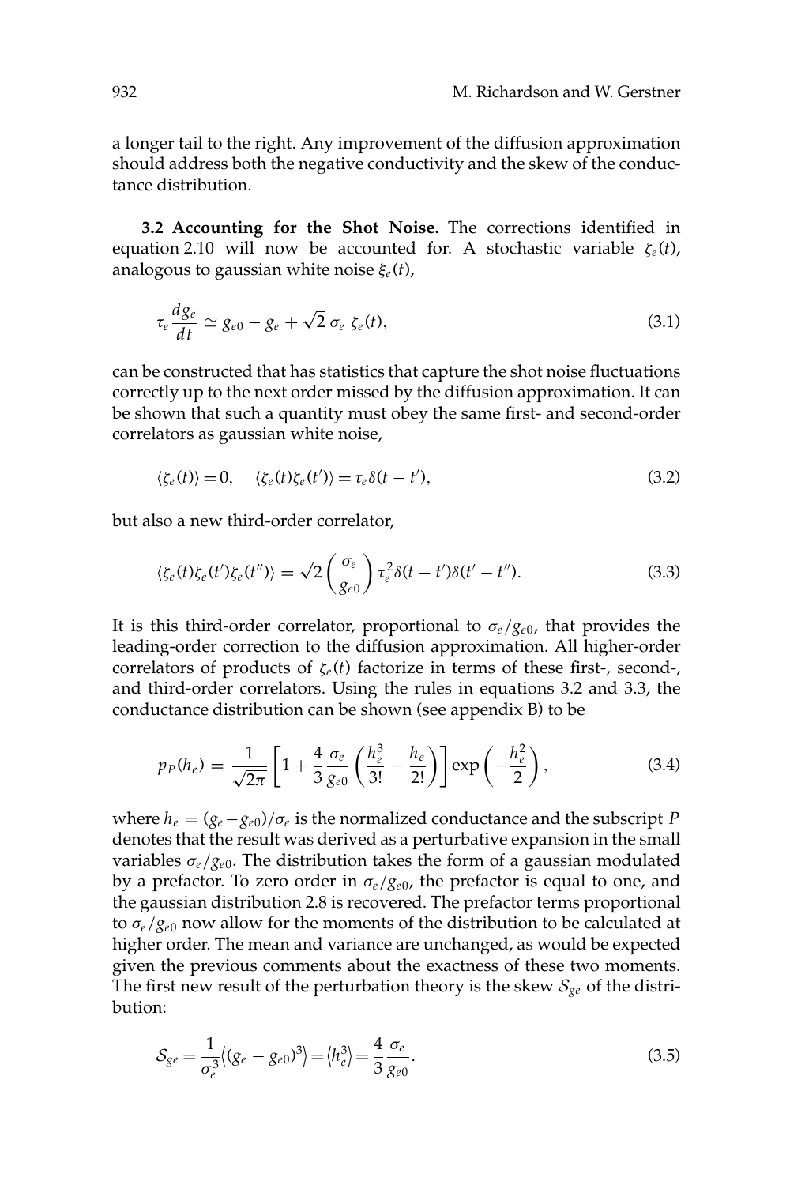a longer tail to the right. Any improvement of the diffusion approximation should address both the negative conductivity and the skew of the conductance distribution.

**3.2 Accounting for the Shot Noise.** The corrections identified in equation 2.10 will now be accounted for. A stochastic variable $\zeta_e(t)$, analogous to gaussian white noise $\xi_e(t)$,

$$\tau_e \frac{dg_e}{dt} \simeq g_{e0} - g_e + \sqrt{2}\, \sigma_e\, \zeta_e(t), \tag{3.1}$$

can be constructed that has statistics that capture the shot noise fluctuations correctly up to the next order missed by the diffusion approximation. It can be shown that such a quantity must obey the same first- and second-order correlators as gaussian white noise,

$$\langle \zeta_e(t) \rangle = 0, \quad \langle \zeta_e(t)\zeta_e(t') \rangle = \tau_e \delta(t - t'), \tag{3.2}$$

but also a new third-order correlator,

$$\langle \zeta_e(t)\zeta_e(t')\zeta_e(t'') \rangle = \sqrt{2}\left(\frac{\sigma_e}{g_{e0}}\right)\tau_e^2 \delta(t - t')\delta(t' - t''). \tag{3.3}$$

It is this third-order correlator, proportional to $\sigma_e/g_{e0}$, that provides the leading-order correction to the diffusion approximation. All higher-order correlators of products of $\zeta_e(t)$ factorize in terms of these first-, second-, and third-order correlators. Using the rules in equations 3.2 and 3.3, the conductance distribution can be shown (see appendix B) to be

$$p_P(h_e) = \frac{1}{\sqrt{2\pi}}\left[1 + \frac{4}{3}\frac{\sigma_e}{g_{e0}}\left(\frac{h_e^3}{3!} - \frac{h_e}{2!}\right)\right]\exp\left(-\frac{h_e^2}{2}\right), \tag{3.4}$$

where $h_e = (g_e - g_{e0})/\sigma_e$ is the normalized conductance and the subscript $P$ denotes that the result was derived as a perturbative expansion in the small variables $\sigma_e/g_{e0}$. The distribution takes the form of a gaussian modulated by a prefactor. To zero order in $\sigma_e/g_{e0}$, the prefactor is equal to one, and the gaussian distribution 2.8 is recovered. The prefactor terms proportional to $\sigma_e/g_{e0}$ now allow for the moments of the distribution to be calculated at higher order. The mean and variance are unchanged, as would be expected given the previous comments about the exactness of these two moments. The first new result of the perturbation theory is the skew $\mathcal{S}_{ge}$ of the distribution:

$$\mathcal{S}_{ge} = \frac{1}{\sigma_e^3}\langle (g_e - g_{e0})^3 \rangle = \langle h_e^3 \rangle = \frac{4}{3}\frac{\sigma_e}{g_{e0}}. \tag{3.5}$$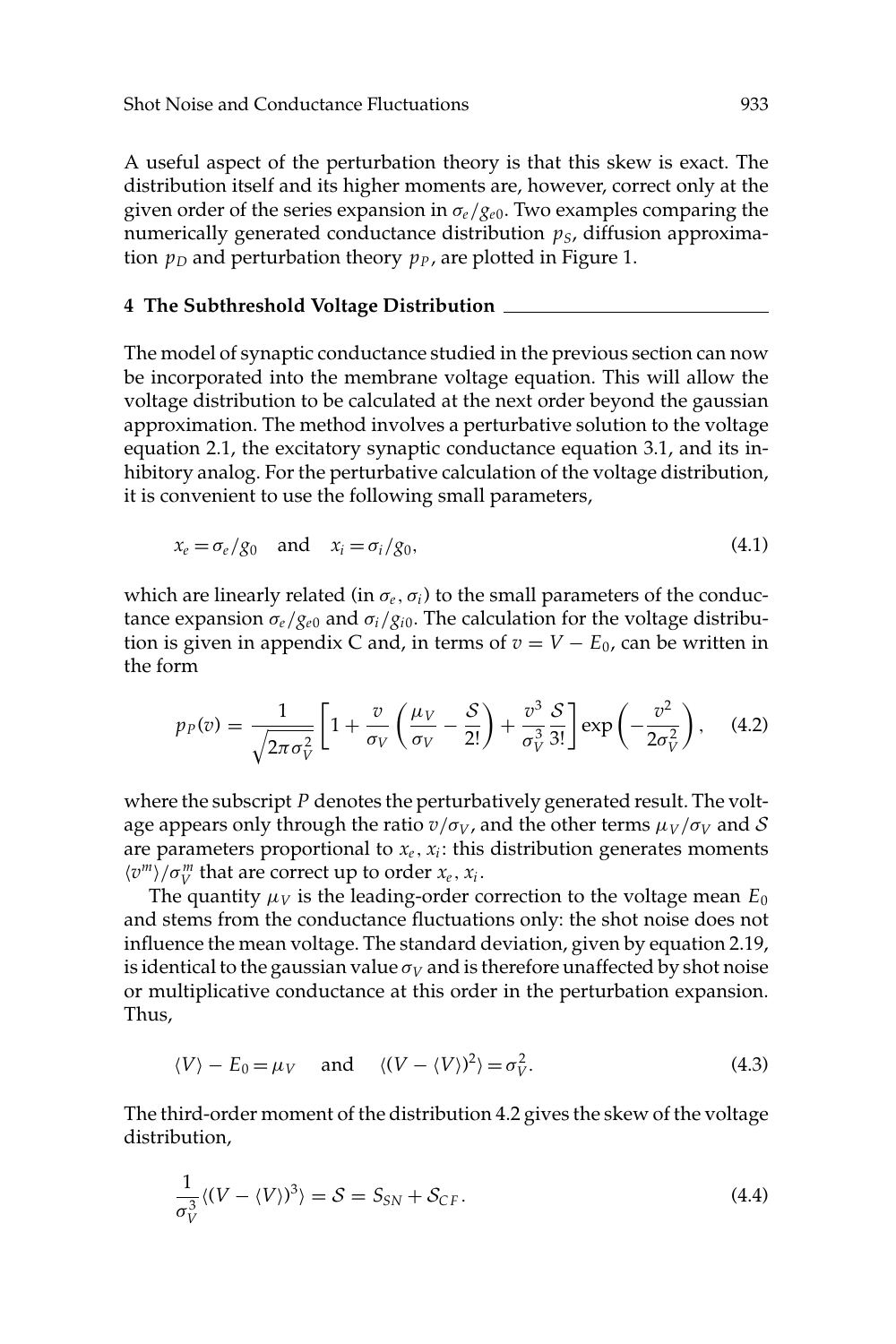A useful aspect of the perturbation theory is that this skew is exact. The distribution itself and its higher moments are, however, correct only at the given order of the series expansion in $\sigma_e/g_{e0}$. Two examples comparing the numerically generated conductance distribution $p_S$, diffusion approximation $p_D$ and perturbation theory $p_P$, are plotted in Figure 1.

## 4 The Subthreshold Voltage Distribution

The model of synaptic conductance studied in the previous section can now be incorporated into the membrane voltage equation. This will allow the voltage distribution to be calculated at the next order beyond the gaussian approximation. The method involves a perturbative solution to the voltage equation 2.1, the excitatory synaptic conductance equation 3.1, and its inhibitory analog. For the perturbative calculation of the voltage distribution, it is convenient to use the following small parameters,

$$x_e = \sigma_e/g_0 \quad \text{and} \quad x_i = \sigma_i/g_0, \tag{4.1}$$

which are linearly related (in $\sigma_e$, $\sigma_i$) to the small parameters of the conductance expansion $\sigma_e/g_{e0}$ and $\sigma_i/g_{i0}$. The calculation for the voltage distribution is given in appendix C and, in terms of $v = V - E_0$, can be written in the form

$$p_P(v) = \frac{1}{\sqrt{2\pi\sigma_V^2}}\left[1 + \frac{v}{\sigma_V}\left(\frac{\mu_V}{\sigma_V} - \frac{\mathcal{S}}{2!}\right) + \frac{v^3}{\sigma_V^3}\frac{\mathcal{S}}{3!}\right]\exp\left(-\frac{v^2}{2\sigma_V^2}\right), \tag{4.2}$$

where the subscript $P$ denotes the perturbatively generated result. The voltage appears only through the ratio $v/\sigma_V$, and the other terms $\mu_V/\sigma_V$ and $\mathcal{S}$ are parameters proportional to $x_e$, $x_i$: this distribution generates moments $\langle v^m\rangle/\sigma_V^m$ that are correct up to order $x_e$, $x_i$.

The quantity $\mu_V$ is the leading-order correction to the voltage mean $E_0$ and stems from the conductance fluctuations only: the shot noise does not influence the mean voltage. The standard deviation, given by equation 2.19, is identical to the gaussian value $\sigma_V$ and is therefore unaffected by shot noise or multiplicative conductance at this order in the perturbation expansion. Thus,

$$\langle V\rangle - E_0 = \mu_V \quad \text{and} \quad \langle (V - \langle V\rangle)^2\rangle = \sigma_V^2. \tag{4.3}$$

The third-order moment of the distribution 4.2 gives the skew of the voltage distribution,

$$\frac{1}{\sigma_V^3}\langle (V - \langle V\rangle)^3\rangle = \mathcal{S} = S_{SN} + \mathcal{S}_{CF}. \tag{4.4}$$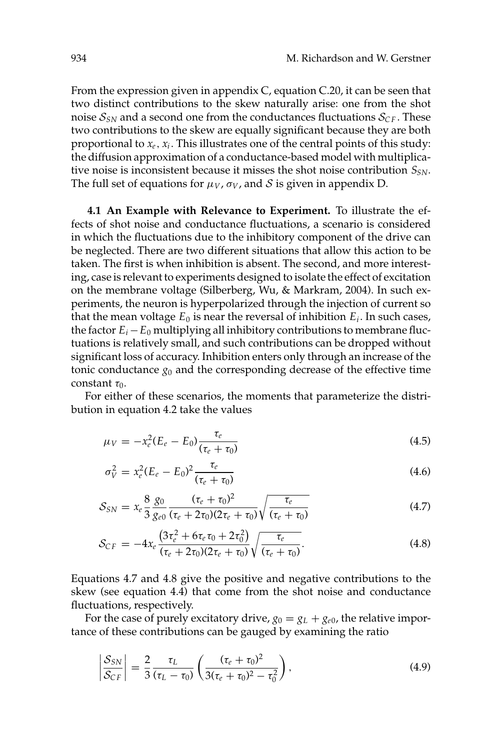From the expression given in appendix C, equation C.20, it can be seen that two distinct contributions to the skew naturally arise: one from the shot noise $\mathcal{S}_{SN}$ and a second one from the conductances fluctuations $\mathcal{S}_{CF}$. These two contributions to the skew are equally significant because they are both proportional to $x_e$, $x_i$. This illustrates one of the central points of this study: the diffusion approximation of a conductance-based model with multiplicative noise is inconsistent because it misses the shot noise contribution $S_{SN}$. The full set of equations for $\mu_V$, $\sigma_V$, and $\mathcal{S}$ is given in appendix D.

### 4.1 An Example with Relevance to Experiment.

To illustrate the effects of shot noise and conductance fluctuations, a scenario is considered in which the fluctuations due to the inhibitory component of the drive can be neglected. There are two different situations that allow this action to be taken. The first is when inhibition is absent. The second, and more interesting, case is relevant to experiments designed to isolate the effect of excitation on the membrane voltage (Silberberg, Wu, & Markram, 2004). In such experiments, the neuron is hyperpolarized through the injection of current so that the mean voltage $E_0$ is near the reversal of inhibition $E_i$. In such cases, the factor $E_i - E_0$ multiplying all inhibitory contributions to membrane fluctuations is relatively small, and such contributions can be dropped without significant loss of accuracy. Inhibition enters only through an increase of the tonic conductance $g_0$ and the corresponding decrease of the effective time constant $\tau_0$.

For either of these scenarios, the moments that parameterize the distribution in equation 4.2 take the values

$$\mu_V = -x_e^2(E_e - E_0)\frac{\tau_e}{(\tau_e + \tau_0)} \tag{4.5}$$

$$\sigma_V^2 = x_e^2(E_e - E_0)^2\frac{\tau_e}{(\tau_e + \tau_0)} \tag{4.6}$$

$$\mathcal{S}_{SN} = x_e\frac{8}{3}\frac{g_0}{g_{e0}}\frac{(\tau_e + \tau_0)^2}{(\tau_e + 2\tau_0)(2\tau_e + \tau_0)}\sqrt{\frac{\tau_e}{(\tau_e + \tau_0)}} \tag{4.7}$$

$$\mathcal{S}_{CF} = -4x_e\frac{\left(3\tau_e^2 + 6\tau_e\tau_0 + 2\tau_0^2\right)}{(\tau_e + 2\tau_0)(2\tau_e + \tau_0)}\sqrt{\frac{\tau_e}{(\tau_e + \tau_0)}}. \tag{4.8}$$

Equations 4.7 and 4.8 give the positive and negative contributions to the skew (see equation 4.4) that come from the shot noise and conductance fluctuations, respectively.

For the case of purely excitatory drive, $g_0 = g_L + g_{e0}$, the relative importance of these contributions can be gauged by examining the ratio

$$\left|\frac{\mathcal{S}_{SN}}{\mathcal{S}_{CF}}\right| = \frac{2}{3}\frac{\tau_L}{(\tau_L - \tau_0)}\left(\frac{(\tau_e + \tau_0)^2}{3(\tau_e + \tau_0)^2 - \tau_0^2}\right), \tag{4.9}$$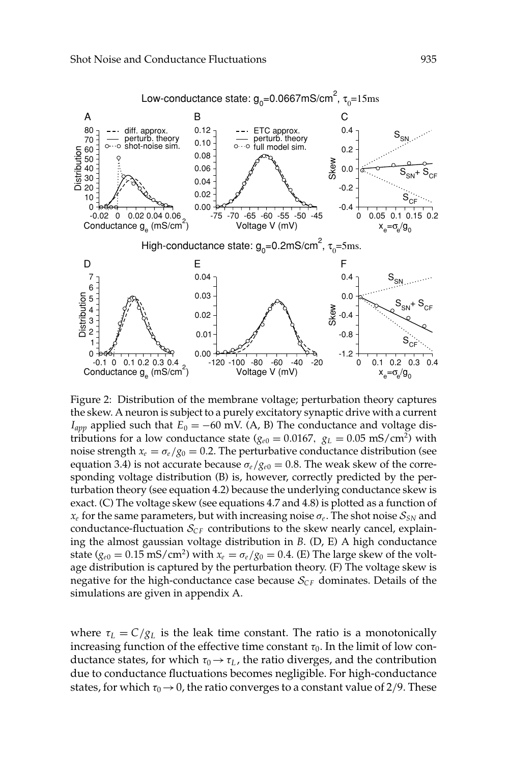Figure 2: Distribution of the membrane voltage; perturbation theory captures the skew. A neuron is subject to a purely excitatory synaptic drive with a current $I_{app}$ applied such that $E_0 = -60$ mV. (A, B) The conductance and voltage distributions for a low conductance state ($g_{e0} = 0.0167,\ g_L = 0.05$ mS/cm$^2$) with noise strength $x_e = \sigma_e/g_0 = 0.2$. The perturbative conductance distribution (see equation 3.4) is not accurate because $\sigma_e/g_{e0} = 0.8$. The weak skew of the corresponding voltage distribution (B) is, however, correctly predicted by the perturbation theory (see equation 4.2) because the underlying conductance skew is exact. (C) The voltage skew (see equations 4.7 and 4.8) is plotted as a function of $x_e$ for the same parameters, but with increasing noise $\sigma_e$. The shot noise $\mathcal{S}_{SN}$ and conductance-fluctuation $\mathcal{S}_{CF}$ contributions to the skew nearly cancel, explaining the almost gaussian voltage distribution in *B*. (D, E) A high conductance state ($g_{e0} = 0.15$ mS/cm$^2$) with $x_e = \sigma_e/g_0 = 0.4$. (E) The large skew of the voltage distribution is captured by the perturbation theory. (F) The voltage skew is negative for the high-conductance case because $\mathcal{S}_{CF}$ dominates. Details of the simulations are given in appendix A.

where $\tau_L = C/g_L$ is the leak time constant. The ratio is a monotonically increasing function of the effective time constant $\tau_0$. In the limit of low conductance states, for which $\tau_0 \to \tau_L$, the ratio diverges, and the contribution due to conductance fluctuations becomes negligible. For high-conductance states, for which $\tau_0 \to 0$, the ratio converges to a constant value of 2/9. These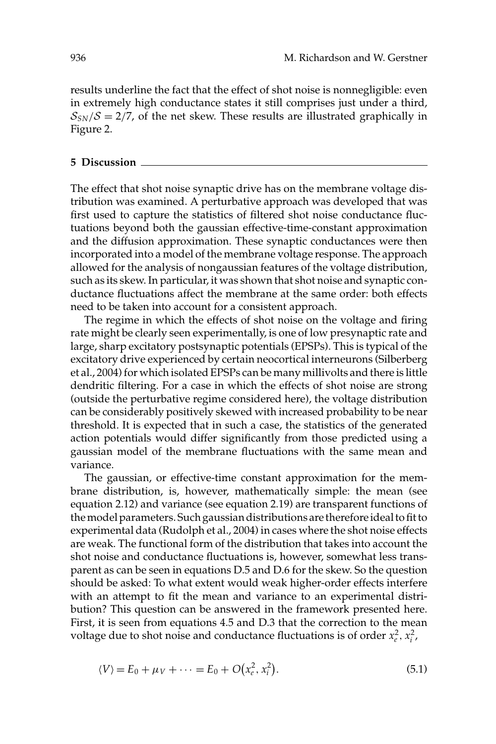results underline the fact that the effect of shot noise is nonnegligible: even in extremely high conductance states it still comprises just under a third, $\mathcal{S}_{SN}/\mathcal{S} = 2/7$, of the net skew. These results are illustrated graphically in Figure 2.

## 5 Discussion

The effect that shot noise synaptic drive has on the membrane voltage distribution was examined. A perturbative approach was developed that was first used to capture the statistics of filtered shot noise conductance fluctuations beyond both the gaussian effective-time-constant approximation and the diffusion approximation. These synaptic conductances were then incorporated into a model of the membrane voltage response. The approach allowed for the analysis of nongaussian features of the voltage distribution, such as its skew. In particular, it was shown that shot noise and synaptic conductance fluctuations affect the membrane at the same order: both effects need to be taken into account for a consistent approach.

The regime in which the effects of shot noise on the voltage and firing rate might be clearly seen experimentally, is one of low presynaptic rate and large, sharp excitatory postsynaptic potentials (EPSPs). This is typical of the excitatory drive experienced by certain neocortical interneurons (Silberberg et al., 2004) for which isolated EPSPs can be many millivolts and there is little dendritic filtering. For a case in which the effects of shot noise are strong (outside the perturbative regime considered here), the voltage distribution can be considerably positively skewed with increased probability to be near threshold. It is expected that in such a case, the statistics of the generated action potentials would differ significantly from those predicted using a gaussian model of the membrane fluctuations with the same mean and variance.

The gaussian, or effective-time constant approximation for the membrane distribution, is, however, mathematically simple: the mean (see equation 2.12) and variance (see equation 2.19) are transparent functions of the model parameters. Such gaussian distributions are therefore ideal to fit to experimental data (Rudolph et al., 2004) in cases where the shot noise effects are weak. The functional form of the distribution that takes into account the shot noise and conductance fluctuations is, however, somewhat less transparent as can be seen in equations D.5 and D.6 for the skew. So the question should be asked: To what extent would weak higher-order effects interfere with an attempt to fit the mean and variance to an experimental distribution? This question can be answered in the framework presented here. First, it is seen from equations 4.5 and D.3 that the correction to the mean voltage due to shot noise and conductance fluctuations is of order $x_e^2, x_i^2$,

$$\langle V \rangle = E_0 + \mu_V + \cdots = E_0 + O\big(x_e^2, x_i^2\big). \tag{5.1}$$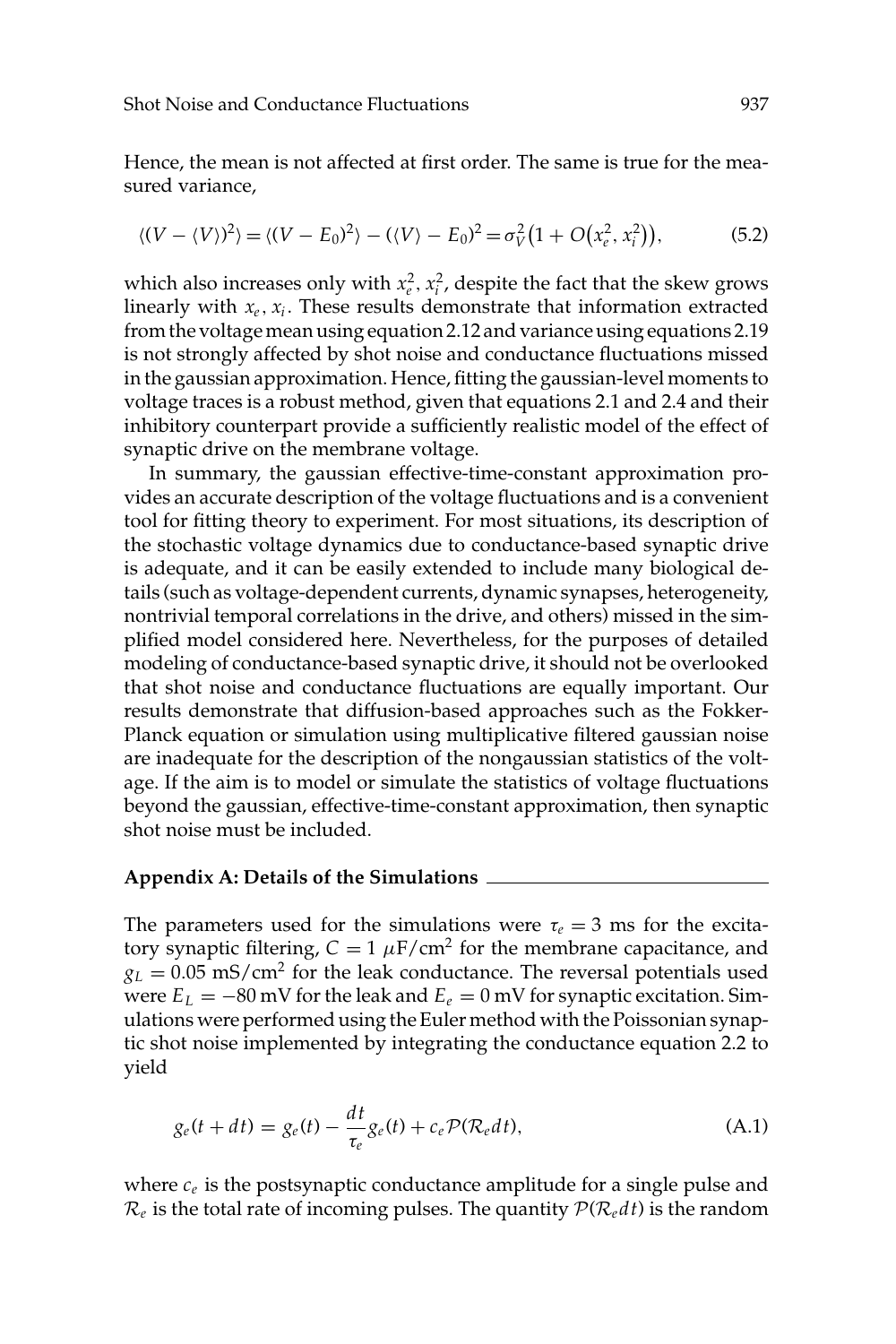Hence, the mean is not affected at first order. The same is true for the measured variance,

$$\langle (V - \langle V \rangle)^2 \rangle = \langle (V - E_0)^2 \rangle - (\langle V \rangle - E_0)^2 = \sigma_V^2 \big(1 + O\big(x_e^2, x_i^2\big)\big), \tag{5.2}$$

which also increases only with $x_e^2$, $x_i^2$, despite the fact that the skew grows linearly with $x_e$, $x_i$. These results demonstrate that information extracted from the voltage mean using equation 2.12 and variance using equations 2.19 is not strongly affected by shot noise and conductance fluctuations missed in the gaussian approximation. Hence, fitting the gaussian-level moments to voltage traces is a robust method, given that equations 2.1 and 2.4 and their inhibitory counterpart provide a sufficiently realistic model of the effect of synaptic drive on the membrane voltage.

In summary, the gaussian effective-time-constant approximation provides an accurate description of the voltage fluctuations and is a convenient tool for fitting theory to experiment. For most situations, its description of the stochastic voltage dynamics due to conductance-based synaptic drive is adequate, and it can be easily extended to include many biological details (such as voltage-dependent currents, dynamic synapses, heterogeneity, nontrivial temporal correlations in the drive, and others) missed in the simplified model considered here. Nevertheless, for the purposes of detailed modeling of conductance-based synaptic drive, it should not be overlooked that shot noise and conductance fluctuations are equally important. Our results demonstrate that diffusion-based approaches such as the Fokker-Planck equation or simulation using multiplicative filtered gaussian noise are inadequate for the description of the nongaussian statistics of the voltage. If the aim is to model or simulate the statistics of voltage fluctuations beyond the gaussian, effective-time-constant approximation, then synaptic shot noise must be included.

## Appendix A: Details of the Simulations

The parameters used for the simulations were $\tau_e = 3$ ms for the excitatory synaptic filtering, $C = 1\ \mu\text{F/cm}^2$ for the membrane capacitance, and $g_L = 0.05\ \text{mS/cm}^2$ for the leak conductance. The reversal potentials used were $E_L = -80$ mV for the leak and $E_e = 0$ mV for synaptic excitation. Simulations were performed using the Euler method with the Poissonian synaptic shot noise implemented by integrating the conductance equation 2.2 to yield

$$g_e(t + dt) = g_e(t) - \frac{dt}{\tau_e} g_e(t) + c_e \mathcal{P}(\mathcal{R}_e dt), \tag{A.1}$$

where $c_e$ is the postsynaptic conductance amplitude for a single pulse and $\mathcal{R}_e$ is the total rate of incoming pulses. The quantity $\mathcal{P}(\mathcal{R}_e dt)$ is the random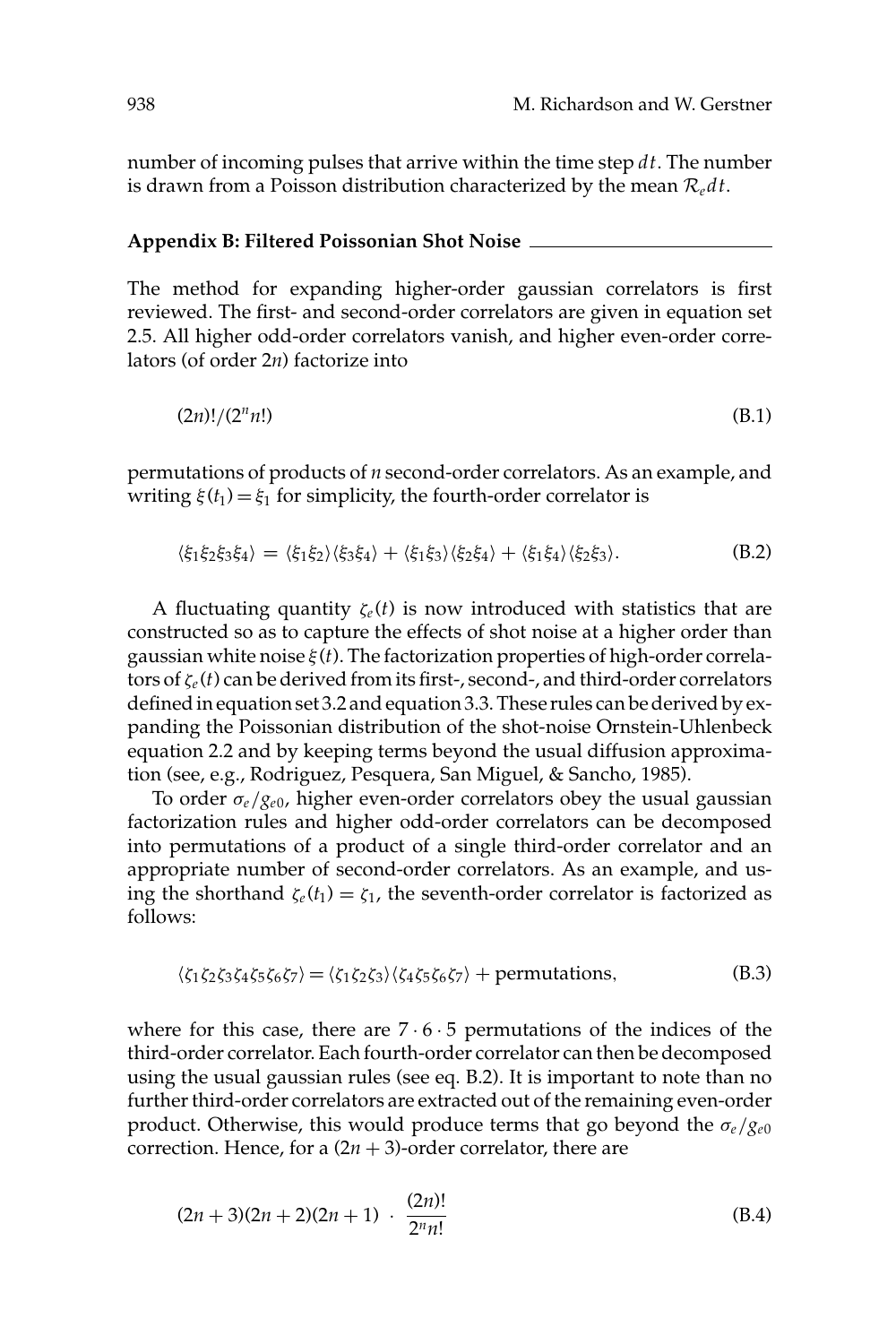number of incoming pulses that arrive within the time step $dt$. The number is drawn from a Poisson distribution characterized by the mean $\mathcal{R}_e dt$.

## Appendix B: Filtered Poissonian Shot Noise

The method for expanding higher-order gaussian correlators is first reviewed. The first- and second-order correlators are given in equation set 2.5. All higher odd-order correlators vanish, and higher even-order correlators (of order $2n$) factorize into

$$(2n)!/(2^n n!) \tag{B.1}$$

permutations of products of $n$ second-order correlators. As an example, and writing $\xi(t_1) = \xi_1$ for simplicity, the fourth-order correlator is

$$\langle \xi_1 \xi_2 \xi_3 \xi_4 \rangle = \langle \xi_1 \xi_2 \rangle \langle \xi_3 \xi_4 \rangle + \langle \xi_1 \xi_3 \rangle \langle \xi_2 \xi_4 \rangle + \langle \xi_1 \xi_4 \rangle \langle \xi_2 \xi_3 \rangle. \tag{B.2}$$

A fluctuating quantity $\zeta_e(t)$ is now introduced with statistics that are constructed so as to capture the effects of shot noise at a higher order than gaussian white noise $\xi(t)$. The factorization properties of high-order correlators of $\zeta_e(t)$ can be derived from its first-, second-, and third-order correlators defined in equation set 3.2 and equation 3.3. These rules can be derived by expanding the Poissonian distribution of the shot-noise Ornstein-Uhlenbeck equation 2.2 and by keeping terms beyond the usual diffusion approximation (see, e.g., Rodriguez, Pesquera, San Miguel, & Sancho, 1985).

To order $\sigma_e/g_{e0}$, higher even-order correlators obey the usual gaussian factorization rules and higher odd-order correlators can be decomposed into permutations of a product of a single third-order correlator and an appropriate number of second-order correlators. As an example, and using the shorthand $\zeta_e(t_1) = \zeta_1$, the seventh-order correlator is factorized as follows:

$$\langle \zeta_1 \zeta_2 \zeta_3 \zeta_4 \zeta_5 \zeta_6 \zeta_7 \rangle = \langle \zeta_1 \zeta_2 \zeta_3 \rangle \langle \zeta_4 \zeta_5 \zeta_6 \zeta_7 \rangle + \text{permutations}, \tag{B.3}$$

where for this case, there are $7 \cdot 6 \cdot 5$ permutations of the indices of the third-order correlator. Each fourth-order correlator can then be decomposed using the usual gaussian rules (see eq. B.2). It is important to note than no further third-order correlators are extracted out of the remaining even-order product. Otherwise, this would produce terms that go beyond the $\sigma_e/g_{e0}$ correction. Hence, for a $(2n+3)$-order correlator, there are

$$(2n+3)(2n+2)(2n+1) \cdot \frac{(2n)!}{2^n n!} \tag{B.4}$$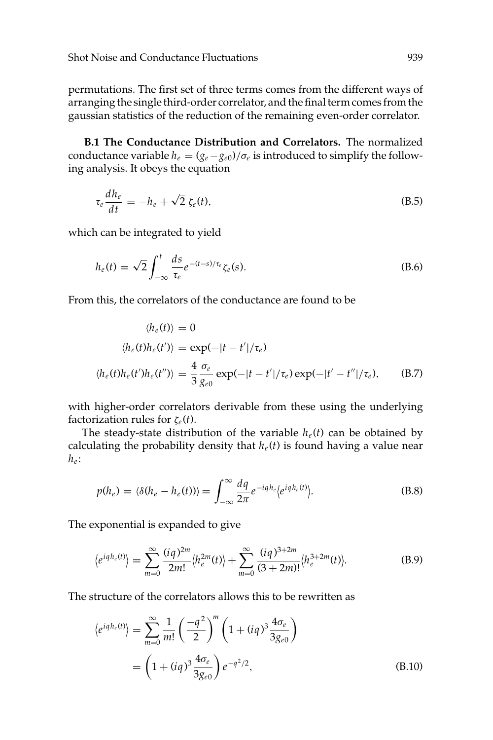permutations. The first set of three terms comes from the different ways of arranging the single third-order correlator, and the final term comes from the gaussian statistics of the reduction of the remaining even-order correlator.

**B.1 The Conductance Distribution and Correlators.** The normalized conductance variable $h_e = (g_e - g_{e0})/\sigma_e$ is introduced to simplify the following analysis. It obeys the equation

$$\tau_e \frac{dh_e}{dt} = -h_e + \sqrt{2}\, \zeta_e(t), \tag{B.5}$$

which can be integrated to yield

$$h_e(t) = \sqrt{2} \int_{-\infty}^{t} \frac{ds}{\tau_e} e^{-(t-s)/\tau_e} \zeta_e(s). \tag{B.6}$$

From this, the correlators of the conductance are found to be

$$\begin{aligned}
\langle h_e(t) \rangle &= 0 \\
\langle h_e(t) h_e(t') \rangle &= \exp(-|t - t'|/\tau_e) \\
\langle h_e(t) h_e(t') h_e(t'') \rangle &= \frac{4}{3} \frac{\sigma_e}{g_{e0}} \exp(-|t - t'|/\tau_e) \exp(-|t' - t''|/\tau_e),
\end{aligned} \tag{B.7}$$

with higher-order correlators derivable from these using the underlying factorization rules for $\zeta_e(t)$.

The steady-state distribution of the variable $h_e(t)$ can be obtained by calculating the probability density that $h_e(t)$ is found having a value near $h_e$:

$$p(h_e) = \langle \delta(h_e - h_e(t)) \rangle = \int_{-\infty}^{\infty} \frac{dq}{2\pi} e^{-iqh_e} \langle e^{iqh_e(t)} \rangle. \tag{B.8}$$

The exponential is expanded to give

$$\langle e^{iqh_e(t)} \rangle = \sum_{m=0}^{\infty} \frac{(iq)^{2m}}{2m!} \langle h_e^{2m}(t) \rangle + \sum_{m=0}^{\infty} \frac{(iq)^{3+2m}}{(3+2m)!} \langle h_e^{3+2m}(t) \rangle. \tag{B.9}$$

The structure of the correlators allows this to be rewritten as

$$\begin{aligned}
\langle e^{iqh_e(t)} \rangle &= \sum_{m=0}^{\infty} \frac{1}{m!} \left( \frac{-q^2}{2} \right)^m \left( 1 + (iq)^3 \frac{4\sigma_e}{3g_{e0}} \right) \\
&= \left( 1 + (iq)^3 \frac{4\sigma_e}{3g_{e0}} \right) e^{-q^2/2},
\end{aligned} \tag{B.10}$$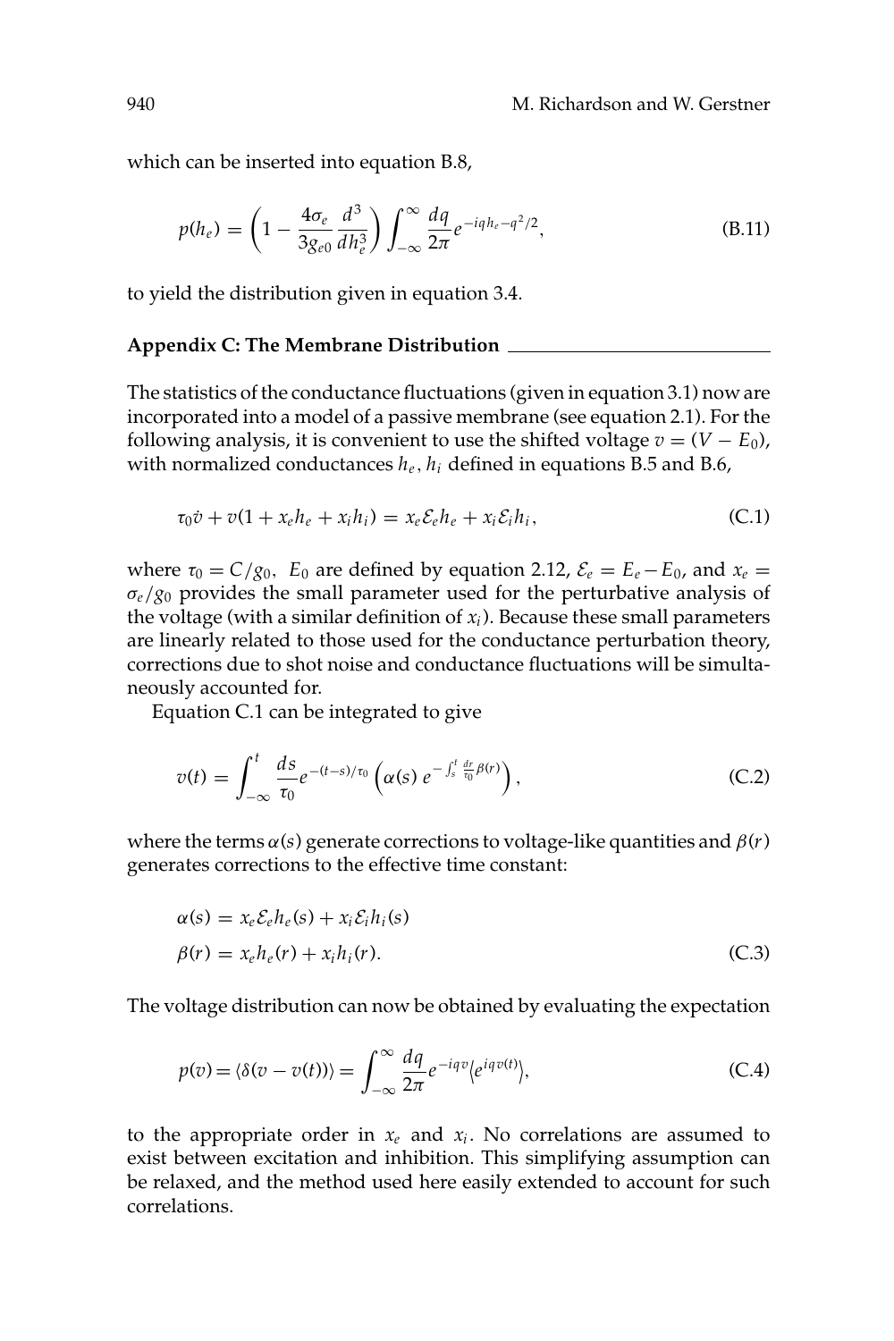which can be inserted into equation B.8,

$$p(h_e) = \left(1 - \frac{4\sigma_e}{3g_{e0}} \frac{d^3}{dh_e^3}\right) \int_{-\infty}^{\infty} \frac{dq}{2\pi} e^{-iqh_e - q^2/2}, \tag{B.11}$$

to yield the distribution given in equation 3.4.

## Appendix C: The Membrane Distribution

The statistics of the conductance fluctuations (given in equation 3.1) now are incorporated into a model of a passive membrane (see equation 2.1). For the following analysis, it is convenient to use the shifted voltage $v = (V - E_0)$, with normalized conductances $h_e, h_i$ defined in equations B.5 and B.6,

$$\tau_0 \dot{v} + v(1 + x_e h_e + x_i h_i) = x_e \mathcal{E}_e h_e + x_i \mathcal{E}_i h_i, \tag{C.1}$$

where $\tau_0 = C/g_0$, $E_0$ are defined by equation 2.12, $\mathcal{E}_e = E_e - E_0$, and $x_e = \sigma_e/g_0$ provides the small parameter used for the perturbative analysis of the voltage (with a similar definition of $x_i$). Because these small parameters are linearly related to those used for the conductance perturbation theory, corrections due to shot noise and conductance fluctuations will be simultaneously accounted for.

Equation C.1 can be integrated to give

$$v(t) = \int_{-\infty}^{t} \frac{ds}{\tau_0} e^{-(t-s)/\tau_0} \left(\alpha(s)\, e^{-\int_s^t \frac{dr}{\tau_0} \beta(r)}\right), \tag{C.2}$$

where the terms $\alpha(s)$ generate corrections to voltage-like quantities and $\beta(r)$ generates corrections to the effective time constant:

$$\begin{aligned} \alpha(s) &= x_e \mathcal{E}_e h_e(s) + x_i \mathcal{E}_i h_i(s) \\ \beta(r) &= x_e h_e(r) + x_i h_i(r). \end{aligned} \tag{C.3}$$

The voltage distribution can now be obtained by evaluating the expectation

$$p(v) = \langle \delta(v - v(t)) \rangle = \int_{-\infty}^{\infty} \frac{dq}{2\pi} e^{-iqv} \langle e^{iqv(t)} \rangle, \tag{C.4}$$

to the appropriate order in $x_e$ and $x_i$. No correlations are assumed to exist between excitation and inhibition. This simplifying assumption can be relaxed, and the method used here easily extended to account for such correlations.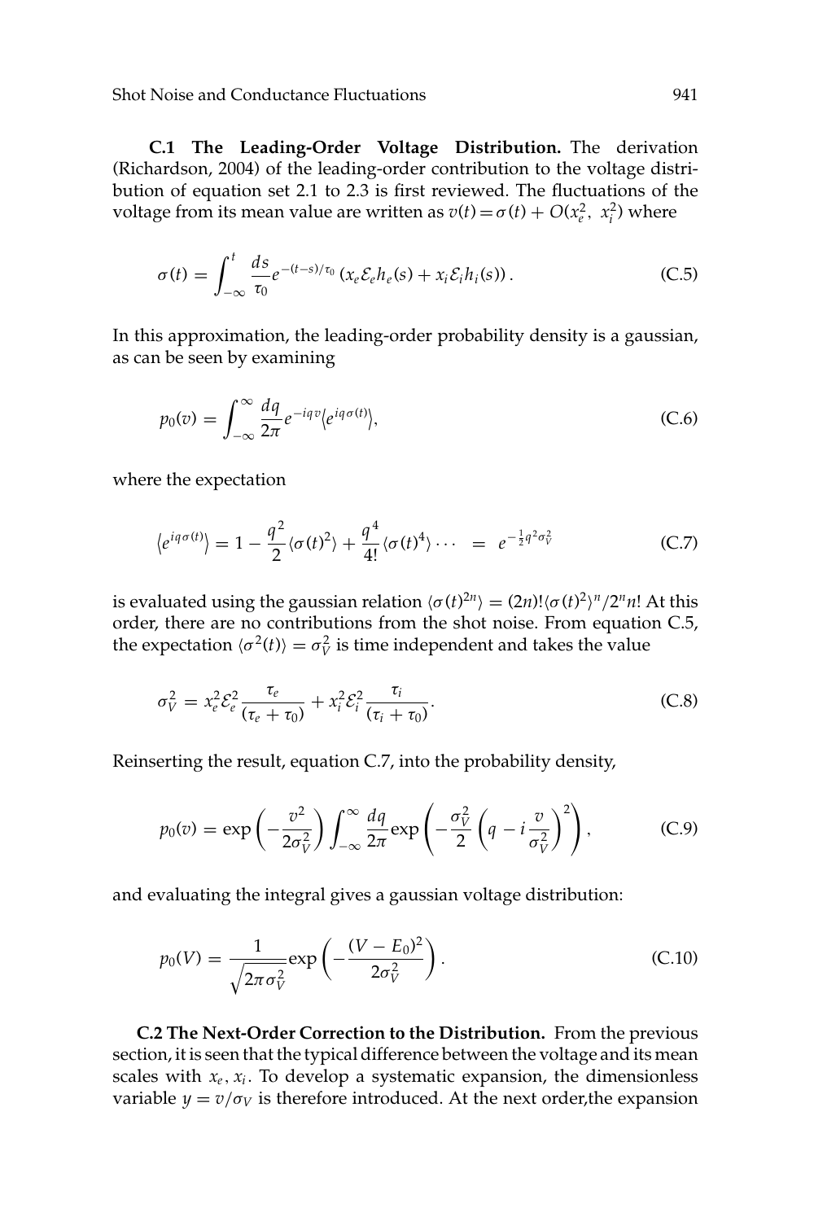**C.1 The Leading-Order Voltage Distribution.** The derivation (Richardson, 2004) of the leading-order contribution to the voltage distribution of equation set 2.1 to 2.3 is first reviewed. The fluctuations of the voltage from its mean value are written as $v(t) = \sigma(t) + O(x_e^2,\ x_i^2)$ where

$$\sigma(t) = \int_{-\infty}^{t} \frac{ds}{\tau_0} e^{-(t-s)/\tau_0} \left( x_e \mathcal{E}_e h_e(s) + x_i \mathcal{E}_i h_i(s) \right). \tag{C.5}$$

In this approximation, the leading-order probability density is a gaussian, as can be seen by examining

$$p_0(v) = \int_{-\infty}^{\infty} \frac{dq}{2\pi} e^{-iqv} \left\langle e^{iq\sigma(t)} \right\rangle, \tag{C.6}$$

where the expectation

$$\left\langle e^{iq\sigma(t)} \right\rangle = 1 - \frac{q^2}{2}\langle \sigma(t)^2 \rangle + \frac{q^4}{4!}\langle \sigma(t)^4 \rangle \cdots \;\; = \;\; e^{-\frac{1}{2}q^2\sigma_V^2} \tag{C.7}$$

is evaluated using the gaussian relation $\langle \sigma(t)^{2n} \rangle = (2n)! \langle \sigma(t)^2 \rangle^n / 2^n n!$ At this order, there are no contributions from the shot noise. From equation C.5, the expectation $\langle \sigma^2(t) \rangle = \sigma_V^2$ is time independent and takes the value

$$\sigma_V^2 = x_e^2 \mathcal{E}_e^2 \frac{\tau_e}{(\tau_e + \tau_0)} + x_i^2 \mathcal{E}_i^2 \frac{\tau_i}{(\tau_i + \tau_0)}. \tag{C.8}$$

Reinserting the result, equation C.7, into the probability density,

$$p_0(v) = \exp\left( -\frac{v^2}{2\sigma_V^2} \right) \int_{-\infty}^{\infty} \frac{dq}{2\pi} \exp\left( -\frac{\sigma_V^2}{2}\left( q - i\frac{v}{\sigma_V^2} \right)^2 \right), \tag{C.9}$$

and evaluating the integral gives a gaussian voltage distribution:

$$p_0(V) = \frac{1}{\sqrt{2\pi\sigma_V^2}} \exp\left( -\frac{(V - E_0)^2}{2\sigma_V^2} \right). \tag{C.10}$$

**C.2 The Next-Order Correction to the Distribution.** From the previous section, it is seen that the typical difference between the voltage and its mean scales with $x_e, x_i$. To develop a systematic expansion, the dimensionless variable $y = v/\sigma_V$ is therefore introduced. At the next order,the expansion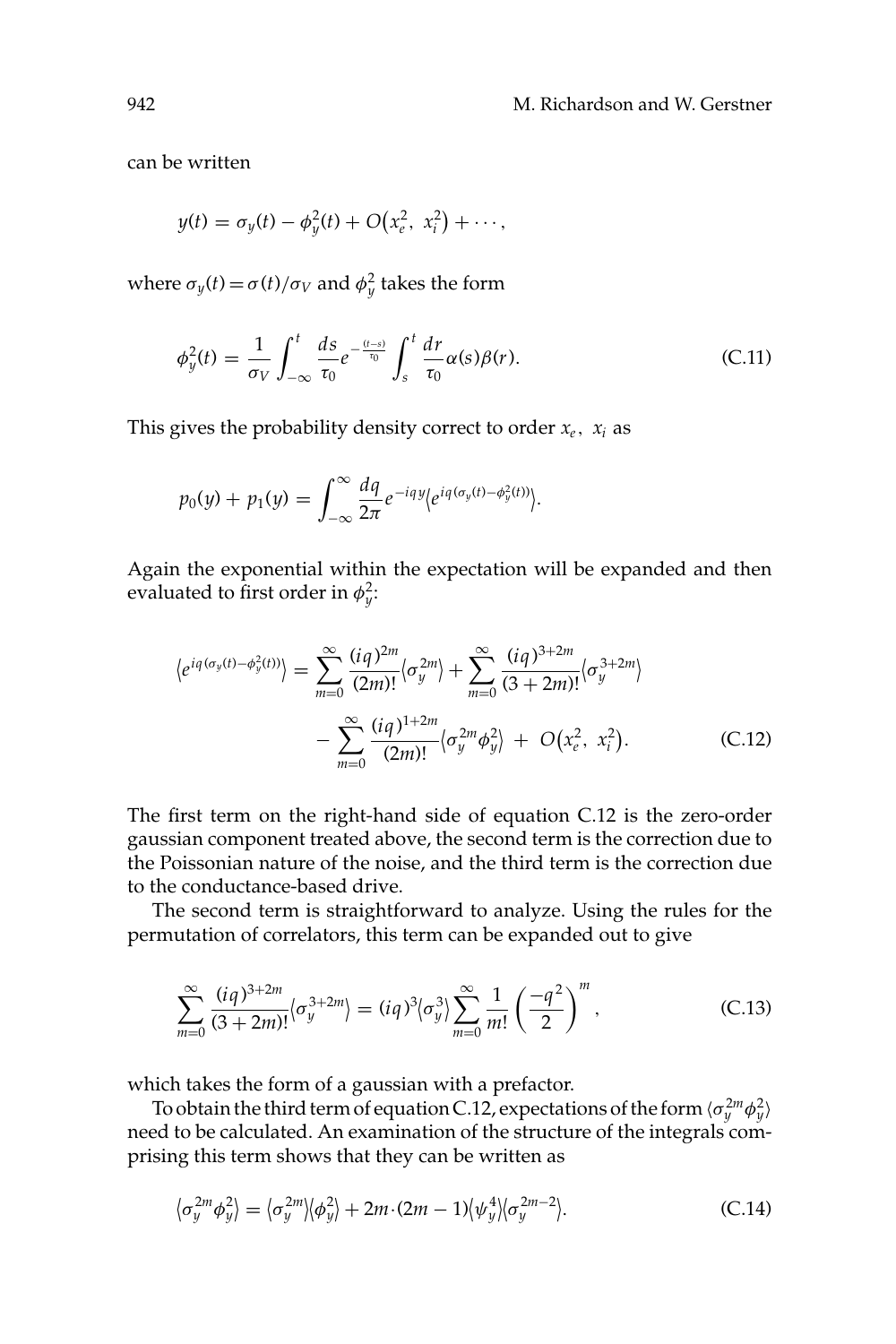can be written

$$y(t) = \sigma_y(t) - \phi_y^2(t) + O\big(x_e^2,\ x_i^2\big) + \cdots,$$

where $\sigma_y(t) = \sigma(t)/\sigma_V$ and $\phi_y^2$ takes the form

$$\phi_y^2(t) = \frac{1}{\sigma_V}\int_{-\infty}^{t}\frac{ds}{\tau_0}e^{-\frac{(t-s)}{\tau_0}}\int_{s}^{t}\frac{dr}{\tau_0}\alpha(s)\beta(r). \tag{C.11}$$

This gives the probability density correct to order $x_e,\ x_i$ as

$$p_0(y) + p_1(y) = \int_{-\infty}^{\infty}\frac{dq}{2\pi}e^{-iqy}\big\langle e^{iq(\sigma_y(t)-\phi_y^2(t))}\big\rangle.$$

Again the exponential within the expectation will be expanded and then evaluated to first order in $\phi_y^2$:

$$\begin{aligned}\big\langle e^{iq(\sigma_y(t)-\phi_y^2(t))}\big\rangle &= \sum_{m=0}^{\infty}\frac{(iq)^{2m}}{(2m)!}\big\langle\sigma_y^{2m}\big\rangle + \sum_{m=0}^{\infty}\frac{(iq)^{3+2m}}{(3+2m)!}\big\langle\sigma_y^{3+2m}\big\rangle \\ &\quad - \sum_{m=0}^{\infty}\frac{(iq)^{1+2m}}{(2m)!}\big\langle\sigma_y^{2m}\phi_y^2\big\rangle \ +\ O\big(x_e^2,\ x_i^2\big).\end{aligned} \tag{C.12}$$

The first term on the right-hand side of equation C.12 is the zero-order gaussian component treated above, the second term is the correction due to the Poissonian nature of the noise, and the third term is the correction due to the conductance-based drive.

The second term is straightforward to analyze. Using the rules for the permutation of correlators, this term can be expanded out to give

$$\sum_{m=0}^{\infty}\frac{(iq)^{3+2m}}{(3+2m)!}\big\langle\sigma_y^{3+2m}\big\rangle = (iq)^3\big\langle\sigma_y^3\big\rangle\sum_{m=0}^{\infty}\frac{1}{m!}\left(\frac{-q^2}{2}\right)^m, \tag{C.13}$$

which takes the form of a gaussian with a prefactor.

To obtain the third term of equation C.12, expectations of the form $\langle\sigma_y^{2m}\phi_y^2\rangle$ need to be calculated. An examination of the structure of the integrals comprising this term shows that they can be written as

$$\big\langle\sigma_y^{2m}\phi_y^2\big\rangle = \big\langle\sigma_y^{2m}\big\rangle\big\langle\phi_y^2\big\rangle + 2m\cdot(2m-1)\big\langle\psi_y^4\big\rangle\big\langle\sigma_y^{2m-2}\big\rangle. \tag{C.14}$$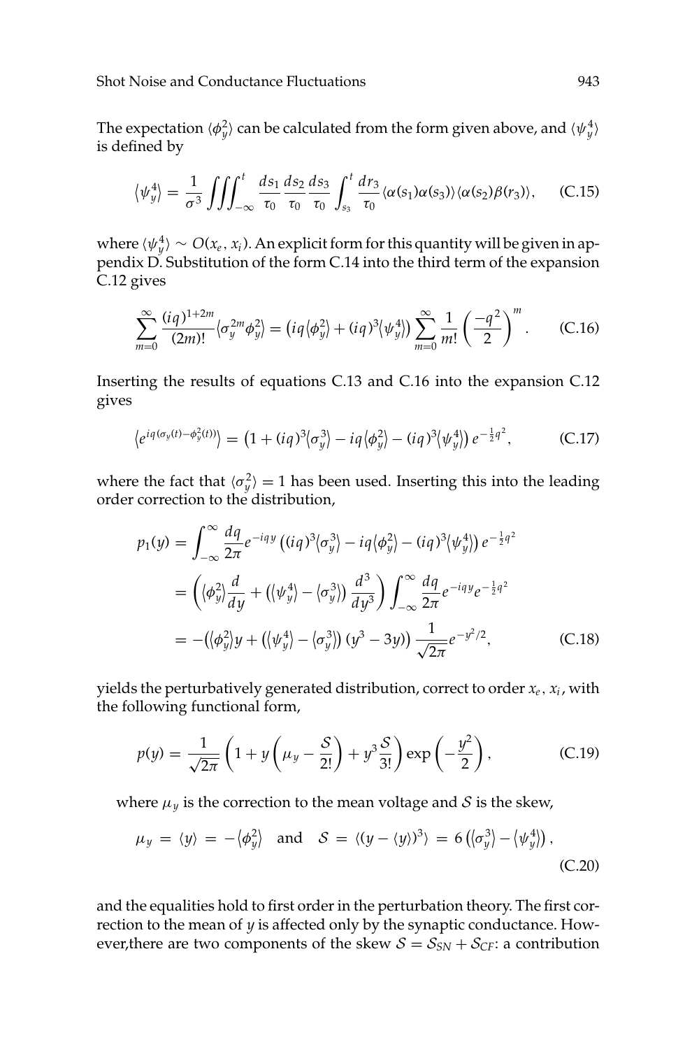The expectation $\langle \phi_y^2 \rangle$ can be calculated from the form given above, and $\langle \psi_y^4 \rangle$ is defined by

$$\langle \psi_y^4 \rangle = \frac{1}{\sigma^3} \iiint_{-\infty}^{t} \frac{ds_1}{\tau_0} \frac{ds_2}{\tau_0} \frac{ds_3}{\tau_0} \int_{s_3}^{t} \frac{dr_3}{\tau_0} \langle \alpha(s_1)\alpha(s_3)\rangle \langle \alpha(s_2)\beta(r_3)\rangle, \qquad \text{(C.15)}$$

where $\langle \psi_y^4 \rangle \sim O(x_e, x_i)$. An explicit form for this quantity will be given in appendix D. Substitution of the form C.14 into the third term of the expansion C.12 gives

$$\sum_{m=0}^{\infty} \frac{(iq)^{1+2m}}{(2m)!} \langle \sigma_y^{2m} \phi_y^2 \rangle = \left( iq\langle \phi_y^2 \rangle + (iq)^3 \langle \psi_y^4 \rangle \right) \sum_{m=0}^{\infty} \frac{1}{m!} \left( \frac{-q^2}{2} \right)^m . \qquad \text{(C.16)}$$

Inserting the results of equations C.13 and C.16 into the expansion C.12 gives

$$\left\langle e^{iq(\sigma_y(t) - \phi_y^2(t))} \right\rangle = \left( 1 + (iq)^3 \langle \sigma_y^3 \rangle - iq \langle \phi_y^2 \rangle - (iq)^3 \langle \psi_y^4 \rangle \right) e^{-\frac{1}{2}q^2}, \qquad \text{(C.17)}$$

where the fact that $\langle \sigma_y^2 \rangle = 1$ has been used. Inserting this into the leading order correction to the distribution,

$$\begin{aligned}
p_1(y) &= \int_{-\infty}^{\infty} \frac{dq}{2\pi} e^{-iqy} \left( (iq)^3 \langle \sigma_y^3 \rangle - iq \langle \phi_y^2 \rangle - (iq)^3 \langle \psi_y^4 \rangle \right) e^{-\frac{1}{2}q^2} \\
&= \left( \langle \phi_y^2 \rangle \frac{d}{dy} + \left( \langle \psi_y^4 \rangle - \langle \sigma_y^3 \rangle \right) \frac{d^3}{dy^3} \right) \int_{-\infty}^{\infty} \frac{dq}{2\pi} e^{-iqy} e^{-\frac{1}{2}q^2} \\
&= -\left( \langle \phi_y^2 \rangle y + \left( \langle \psi_y^4 \rangle - \langle \sigma_y^3 \rangle \right) (y^3 - 3y) \right) \frac{1}{\sqrt{2\pi}} e^{-y^2/2}, \qquad \text{(C.18)}
\end{aligned}$$

yields the perturbatively generated distribution, correct to order $x_e, x_i$, with the following functional form,

$$p(y) = \frac{1}{\sqrt{2\pi}} \left( 1 + y\left( \mu_y - \frac{\mathcal{S}}{2!} \right) + y^3 \frac{\mathcal{S}}{3!} \right) \exp\left( -\frac{y^2}{2} \right), \qquad \text{(C.19)}$$

where $\mu_y$ is the correction to the mean voltage and $\mathcal{S}$ is the skew,

$$\mu_y = \langle y \rangle = -\langle \phi_y^2 \rangle \quad \text{and} \quad \mathcal{S} = \langle (y - \langle y \rangle)^3 \rangle = 6\left( \langle \sigma_y^3 \rangle - \langle \psi_y^4 \rangle \right), \qquad \text{(C.20)}$$

and the equalities hold to first order in the perturbation theory. The first correction to the mean of $y$ is affected only by the synaptic conductance. However,there are two components of the skew $\mathcal{S} = \mathcal{S}_{SN} + \mathcal{S}_{CF}$: a contribution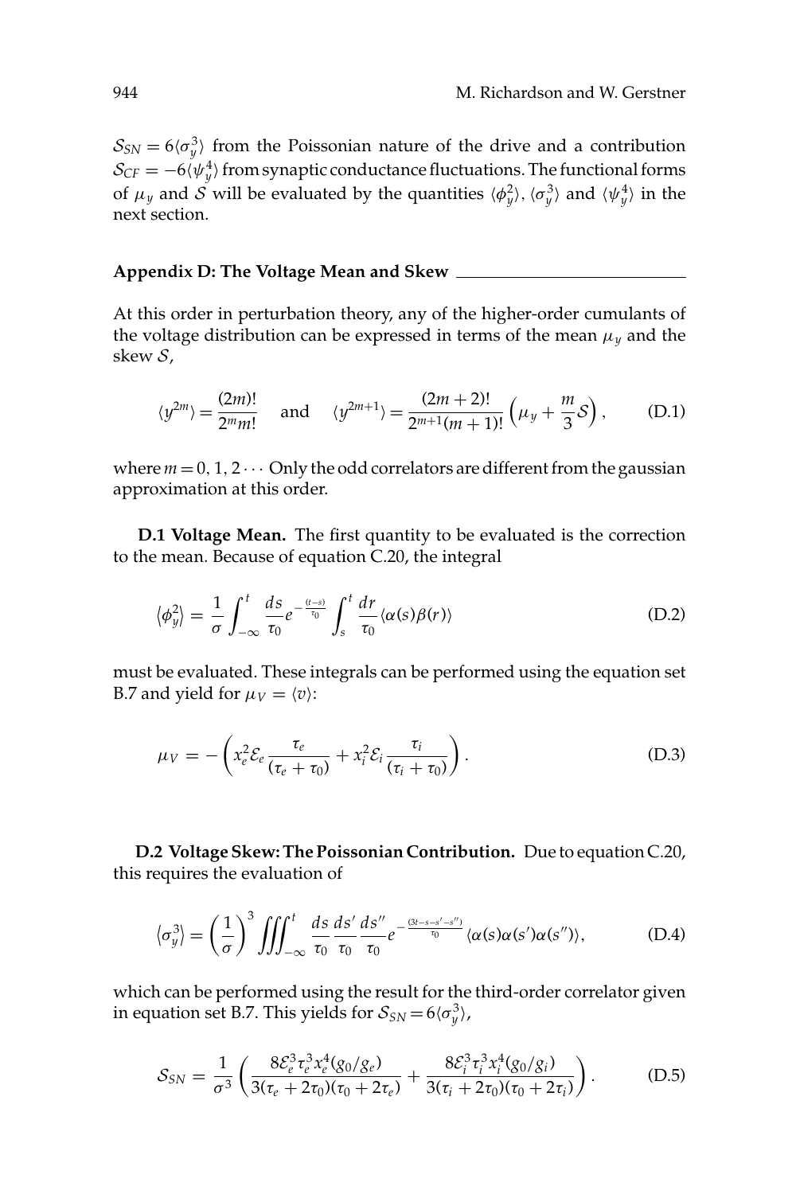$\mathcal{S}_{SN} = 6\langle\sigma_y^3\rangle$ from the Poissonian nature of the drive and a contribution $\mathcal{S}_{CF} = -6\langle\psi_y^4\rangle$ from synaptic conductance fluctuations. The functional forms of $\mu_y$ and $\mathcal{S}$ will be evaluated by the quantities $\langle\phi_y^2\rangle$, $\langle\sigma_y^3\rangle$ and $\langle\psi_y^4\rangle$ in the next section.

## Appendix D: The Voltage Mean and Skew

At this order in perturbation theory, any of the higher-order cumulants of the voltage distribution can be expressed in terms of the mean $\mu_y$ and the skew $\mathcal{S}$,

$$\langle y^{2m}\rangle = \frac{(2m)!}{2^m m!} \quad \text{and} \quad \langle y^{2m+1}\rangle = \frac{(2m+2)!}{2^{m+1}(m+1)!}\left(\mu_y + \frac{m}{3}\mathcal{S}\right), \tag{D.1}$$

where $m = 0, 1, 2 \cdots$ Only the odd correlators are different from the gaussian approximation at this order.

**D.1 Voltage Mean.** The first quantity to be evaluated is the correction to the mean. Because of equation C.20, the integral

$$\left\langle\phi_y^2\right\rangle = \frac{1}{\sigma}\int_{-\infty}^{t}\frac{ds}{\tau_0}e^{-\frac{(t-s)}{\tau_0}}\int_{s}^{t}\frac{dr}{\tau_0}\langle\alpha(s)\beta(r)\rangle \tag{D.2}$$

must be evaluated. These integrals can be performed using the equation set B.7 and yield for $\mu_V = \langle v\rangle$:

$$\mu_V = -\left(x_e^2\mathcal{E}_e\frac{\tau_e}{(\tau_e+\tau_0)} + x_i^2\mathcal{E}_i\frac{\tau_i}{(\tau_i+\tau_0)}\right). \tag{D.3}$$

**D.2 Voltage Skew: The Poissonian Contribution.** Due to equation C.20, this requires the evaluation of

$$\left\langle\sigma_y^3\right\rangle = \left(\frac{1}{\sigma}\right)^3\iiint_{-\infty}^{t}\frac{ds}{\tau_0}\frac{ds'}{\tau_0}\frac{ds''}{\tau_0}e^{-\frac{(3t-s-s'-s'')}{\tau_0}}\langle\alpha(s)\alpha(s')\alpha(s'')\rangle, \tag{D.4}$$

which can be performed using the result for the third-order correlator given in equation set B.7. This yields for $\mathcal{S}_{SN} = 6\langle\sigma_y^3\rangle$,

$$\mathcal{S}_{SN} = \frac{1}{\sigma^3}\left(\frac{8\mathcal{E}_e^3\tau_e^3x_e^4(g_0/g_e)}{3(\tau_e+2\tau_0)(\tau_0+2\tau_e)} + \frac{8\mathcal{E}_i^3\tau_i^3x_i^4(g_0/g_i)}{3(\tau_i+2\tau_0)(\tau_0+2\tau_i)}\right). \tag{D.5}$$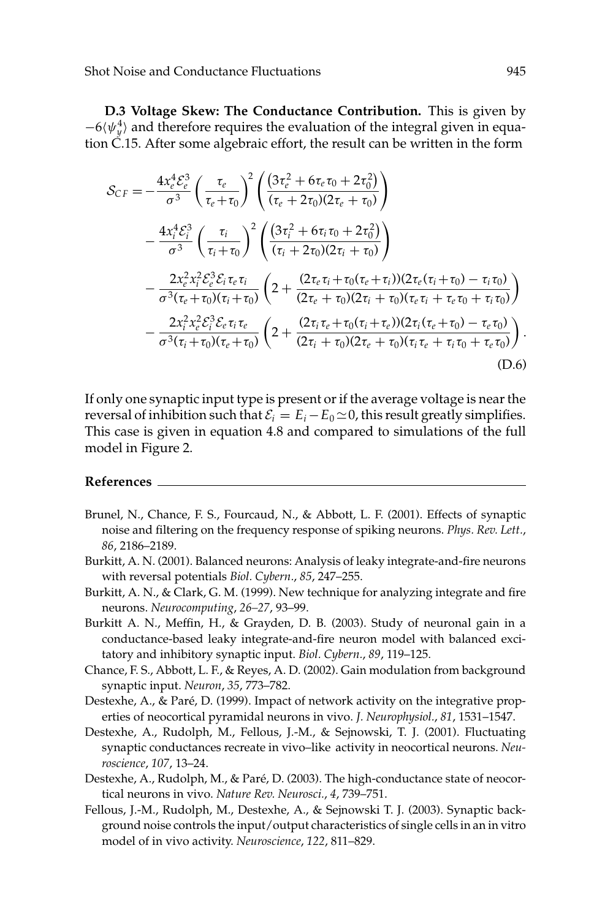**D.3 Voltage Skew: The Conductance Contribution.** This is given by $-6\langle\psi_y^4\rangle$ and therefore requires the evaluation of the integral given in equation C.15. After some algebraic effort, the result can be written in the form

$$
\begin{aligned}
\mathcal{S}_{CF} = & -\frac{4x_e^4\mathcal{E}_e^3}{\sigma^3}\left(\frac{\tau_e}{\tau_e+\tau_0}\right)^2\left(\frac{\left(3\tau_e^2+6\tau_e\tau_0+2\tau_0^2\right)}{(\tau_e+2\tau_0)(2\tau_e+\tau_0)}\right) \\
& -\frac{4x_i^4\mathcal{E}_i^3}{\sigma^3}\left(\frac{\tau_i}{\tau_i+\tau_0}\right)^2\left(\frac{\left(3\tau_i^2+6\tau_i\tau_0+2\tau_0^2\right)}{(\tau_i+2\tau_0)(2\tau_i+\tau_0)}\right) \\
& -\frac{2x_e^2x_i^2\mathcal{E}_e^3\mathcal{E}_i\tau_e\tau_i}{\sigma^3(\tau_e+\tau_0)(\tau_i+\tau_0)}\left(2+\frac{(2\tau_e\tau_i+\tau_0(\tau_e+\tau_i))(2\tau_e(\tau_i+\tau_0)-\tau_i\tau_0)}{(2\tau_e+\tau_0)(2\tau_i+\tau_0)(\tau_e\tau_i+\tau_e\tau_0+\tau_i\tau_0)}\right) \\
& -\frac{2x_i^2x_e^2\mathcal{E}_i^3\mathcal{E}_e\tau_i\tau_e}{\sigma^3(\tau_i+\tau_0)(\tau_e+\tau_0)}\left(2+\frac{(2\tau_i\tau_e+\tau_0(\tau_i+\tau_e))(2\tau_i(\tau_e+\tau_0)-\tau_e\tau_0)}{(2\tau_i+\tau_0)(2\tau_e+\tau_0)(\tau_i\tau_e+\tau_i\tau_0+\tau_e\tau_0)}\right).
\end{aligned}
\tag{D.6}
$$

If only one synaptic input type is present or if the average voltage is near the reversal of inhibition such that $\mathcal{E}_i = E_i - E_0 \simeq 0$, this result greatly simplifies. This case is given in equation 4.8 and compared to simulations of the full model in Figure 2.

## References

Brunel, N., Chance, F. S., Fourcaud, N., & Abbott, L. F. (2001). Effects of synaptic noise and filtering on the frequency response of spiking neurons. *Phys. Rev. Lett.*, *86*, 2186–2189.

Burkitt, A. N. (2001). Balanced neurons: Analysis of leaky integrate-and-fire neurons with reversal potentials *Biol. Cybern.*, *85*, 247–255.

Burkitt, A. N., & Clark, G. M. (1999). New technique for analyzing integrate and fire neurons. *Neurocomputing*, *26–27*, 93–99.

Burkitt A. N., Meffin, H., & Grayden, D. B. (2003). Study of neuronal gain in a conductance-based leaky integrate-and-fire neuron model with balanced excitatory and inhibitory synaptic input. *Biol. Cybern.*, *89*, 119–125.

Chance, F. S., Abbott, L. F., & Reyes, A. D. (2002). Gain modulation from background synaptic input. *Neuron*, *35*, 773–782.

Destexhe, A., & Paré, D. (1999). Impact of network activity on the integrative properties of neocortical pyramidal neurons in vivo. *J. Neurophysiol.*, *81*, 1531–1547.

Destexhe, A., Rudolph, M., Fellous, J.-M., & Sejnowski, T. J. (2001). Fluctuating synaptic conductances recreate in vivo–like activity in neocortical neurons. *Neuroscience*, *107*, 13–24.

Destexhe, A., Rudolph, M., & Paré, D. (2003). The high-conductance state of neocortical neurons in vivo. *Nature Rev. Neurosci.*, *4*, 739–751.

Fellous, J.-M., Rudolph, M., Destexhe, A., & Sejnowski T. J. (2003). Synaptic background noise controls the input/output characteristics of single cells in an in vitro model of in vivo activity. *Neuroscience*, *122*, 811–829.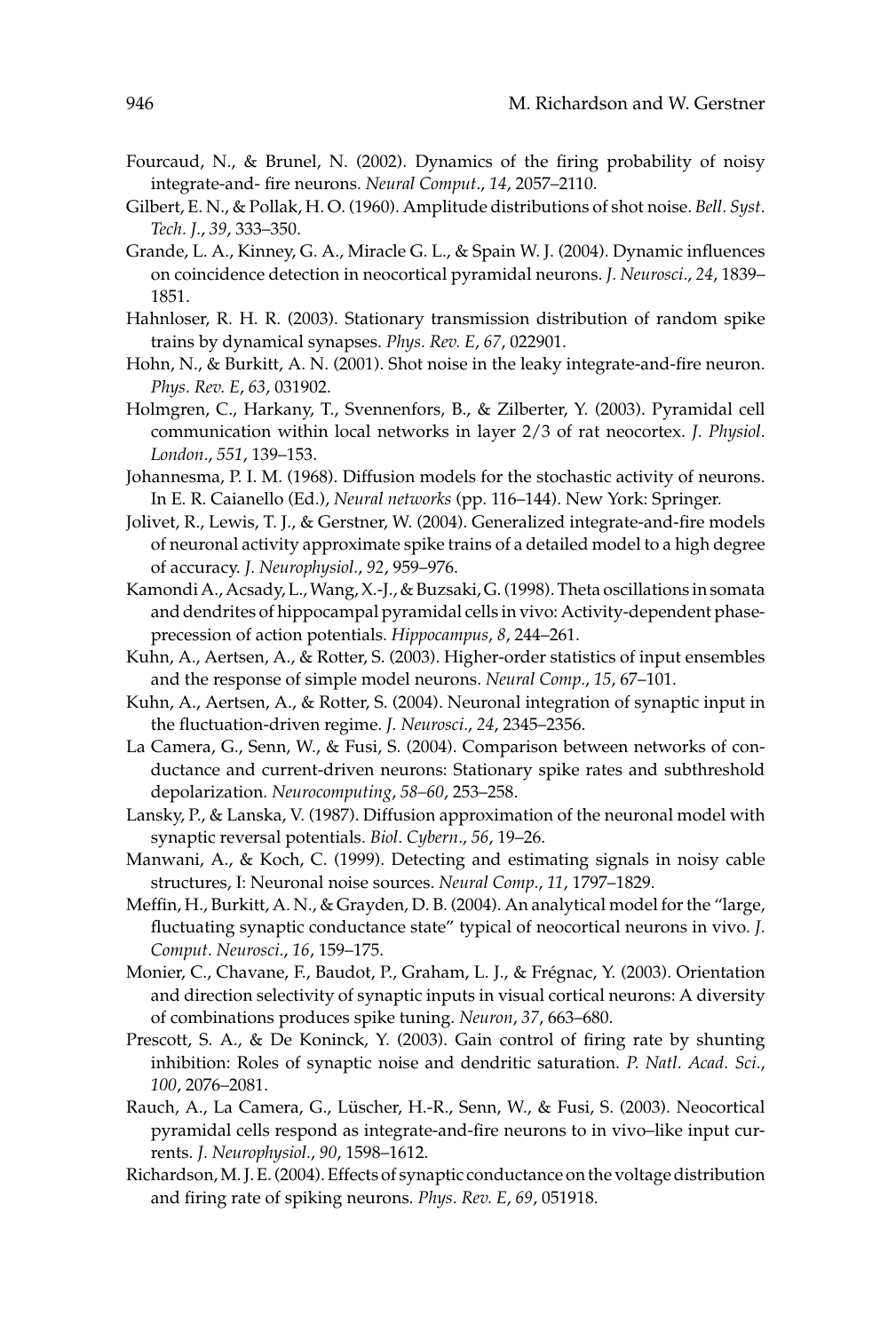Fourcaud, N., & Brunel, N. (2002). Dynamics of the firing probability of noisy integrate-and- fire neurons. *Neural Comput.*, *14*, 2057–2110.

Gilbert, E. N., & Pollak, H. O. (1960). Amplitude distributions of shot noise. *Bell. Syst. Tech. J.*, *39*, 333–350.

Grande, L. A., Kinney, G. A., Miracle G. L., & Spain W. J. (2004). Dynamic influences on coincidence detection in neocortical pyramidal neurons. *J. Neurosci.*, *24*, 1839–1851.

Hahnloser, R. H. R. (2003). Stationary transmission distribution of random spike trains by dynamical synapses. *Phys. Rev. E*, *67*, 022901.

Hohn, N., & Burkitt, A. N. (2001). Shot noise in the leaky integrate-and-fire neuron. *Phys. Rev. E*, *63*, 031902.

Holmgren, C., Harkany, T., Svennenfors, B., & Zilberter, Y. (2003). Pyramidal cell communication within local networks in layer 2/3 of rat neocortex. *J. Physiol. London.*, *551*, 139–153.

Johannesma, P. I. M. (1968). Diffusion models for the stochastic activity of neurons. In E. R. Caianello (Ed.), *Neural networks* (pp. 116–144). New York: Springer.

Jolivet, R., Lewis, T. J., & Gerstner, W. (2004). Generalized integrate-and-fire models of neuronal activity approximate spike trains of a detailed model to a high degree of accuracy. *J. Neurophysiol.*, *92*, 959–976.

Kamondi A., Acsady, L., Wang, X.-J., & Buzsaki, G. (1998). Theta oscillations in somata and dendrites of hippocampal pyramidal cells in vivo: Activity-dependent phase-precession of action potentials. *Hippocampus*, *8*, 244–261.

Kuhn, A., Aertsen, A., & Rotter, S. (2003). Higher-order statistics of input ensembles and the response of simple model neurons. *Neural Comp.*, *15*, 67–101.

Kuhn, A., Aertsen, A., & Rotter, S. (2004). Neuronal integration of synaptic input in the fluctuation-driven regime. *J. Neurosci.*, *24*, 2345–2356.

La Camera, G., Senn, W., & Fusi, S. (2004). Comparison between networks of conductance and current-driven neurons: Stationary spike rates and subthreshold depolarization. *Neurocomputing*, *58–60*, 253–258.

Lansky, P., & Lanska, V. (1987). Diffusion approximation of the neuronal model with synaptic reversal potentials. *Biol. Cybern.*, *56*, 19–26.

Manwani, A., & Koch, C. (1999). Detecting and estimating signals in noisy cable structures, I: Neuronal noise sources. *Neural Comp.*, *11*, 1797–1829.

Meffin, H., Burkitt, A. N., & Grayden, D. B. (2004). An analytical model for the "large, fluctuating synaptic conductance state" typical of neocortical neurons in vivo. *J. Comput. Neurosci.*, *16*, 159–175.

Monier, C., Chavane, F., Baudot, P., Graham, L. J., & Frégnac, Y. (2003). Orientation and direction selectivity of synaptic inputs in visual cortical neurons: A diversity of combinations produces spike tuning. *Neuron*, *37*, 663–680.

Prescott, S. A., & De Koninck, Y. (2003). Gain control of firing rate by shunting inhibition: Roles of synaptic noise and dendritic saturation. *P. Natl. Acad. Sci.*, *100*, 2076–2081.

Rauch, A., La Camera, G., Lüscher, H.-R., Senn, W., & Fusi, S. (2003). Neocortical pyramidal cells respond as integrate-and-fire neurons to in vivo–like input currents. *J. Neurophysiol.*, *90*, 1598–1612.

Richardson, M. J. E. (2004). Effects of synaptic conductance on the voltage distribution and firing rate of spiking neurons. *Phys. Rev. E*, *69*, 051918.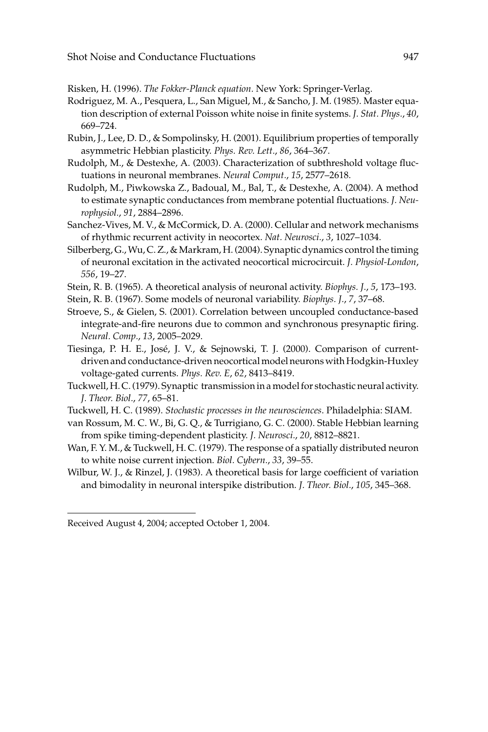Risken, H. (1996). *The Fokker-Planck equation*. New York: Springer-Verlag.

Rodriguez, M. A., Pesquera, L., San Miguel, M., & Sancho, J. M. (1985). Master equation description of external Poisson white noise in finite systems. *J. Stat. Phys.*, *40*, 669–724.

Rubin, J., Lee, D. D., & Sompolinsky, H. (2001). Equilibrium properties of temporally asymmetric Hebbian plasticity. *Phys. Rev. Lett.*, *86*, 364–367.

Rudolph, M., & Destexhe, A. (2003). Characterization of subthreshold voltage fluctuations in neuronal membranes. *Neural Comput.*, *15*, 2577–2618.

Rudolph, M., Piwkowska Z., Badoual, M., Bal, T., & Destexhe, A. (2004). A method to estimate synaptic conductances from membrane potential fluctuations. *J. Neurophysiol.*, *91*, 2884–2896.

Sanchez-Vives, M. V., & McCormick, D. A. (2000). Cellular and network mechanisms of rhythmic recurrent activity in neocortex. *Nat. Neurosci.*, *3*, 1027–1034.

Silberberg, G., Wu, C. Z., & Markram, H. (2004). Synaptic dynamics control the timing of neuronal excitation in the activated neocortical microcircuit. *J. Physiol-London*, *556*, 19–27.

Stein, R. B. (1965). A theoretical analysis of neuronal activity. *Biophys. J.*, *5*, 173–193.

Stein, R. B. (1967). Some models of neuronal variability. *Biophys. J.*, *7*, 37–68.

Stroeve, S., & Gielen, S. (2001). Correlation between uncoupled conductance-based integrate-and-fire neurons due to common and synchronous presynaptic firing. *Neural. Comp.*, *13*, 2005–2029.

Tiesinga, P. H. E., José, J. V., & Sejnowski, T. J. (2000). Comparison of current-driven and conductance-driven neocortical model neurons with Hodgkin-Huxley voltage-gated currents. *Phys. Rev. E*, *62*, 8413–8419.

Tuckwell, H. C. (1979). Synaptic transmission in a model for stochastic neural activity. *J. Theor. Biol.*, *77*, 65–81.

Tuckwell, H. C. (1989). *Stochastic processes in the neurosciences*. Philadelphia: SIAM.

van Rossum, M. C. W., Bi, G. Q., & Turrigiano, G. C. (2000). Stable Hebbian learning from spike timing-dependent plasticity. *J. Neurosci.*, *20*, 8812–8821.

Wan, F. Y. M., & Tuckwell, H. C. (1979). The response of a spatially distributed neuron to white noise current injection. *Biol. Cybern.*, *33*, 39–55.

Wilbur, W. J., & Rinzel, J. (1983). A theoretical basis for large coefficient of variation and bimodality in neuronal interspike distribution. *J. Theor. Biol.*, *105*, 345–368.

---

Received August 4, 2004; accepted October 1, 2004.